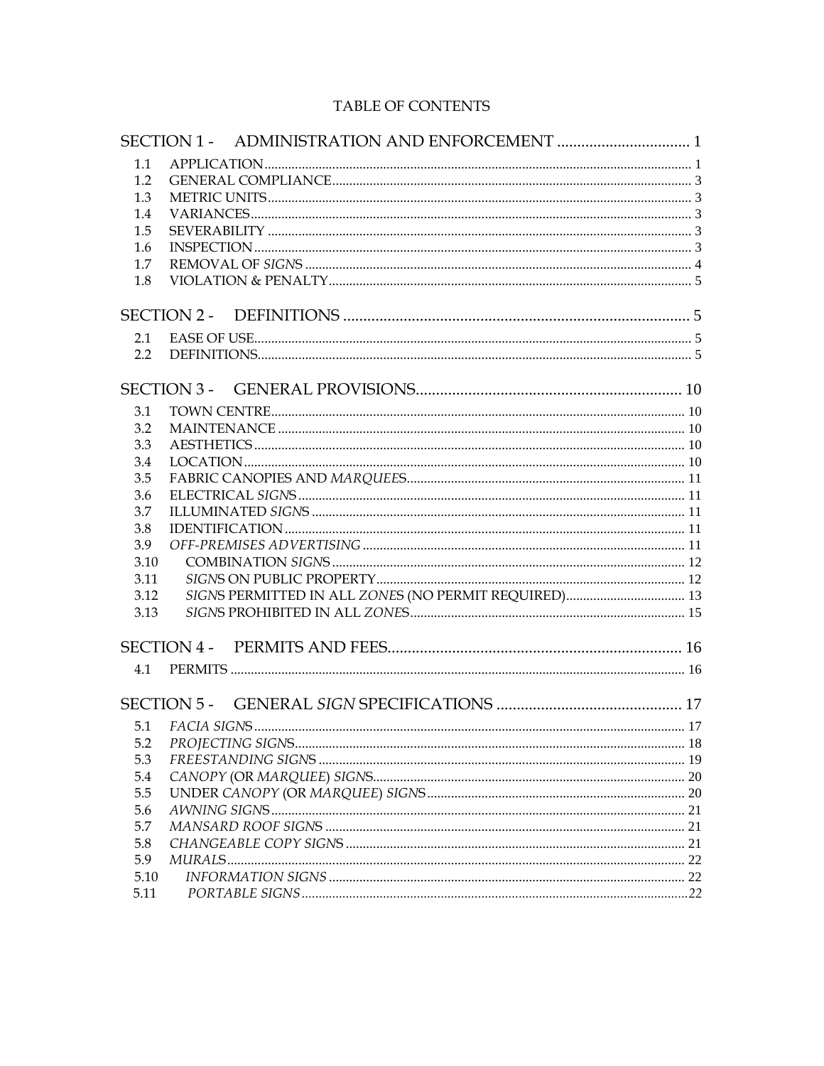# TABLE OF CONTENTS

SECTION 1 - ADMINISTRATION AND ENFORCEMENT ................................ 1

1.1 APPLICATION ................................ 1
1.2 GENERAL COMPLIANCE ................................ 3
1.3 METRIC UNITS ................................ 3
1.4 VARIANCES ................................ 3
1.5 SEVERABILITY ................................ 3
1.6 INSPECTION ................................ 3
1.7 REMOVAL OF *SIGN*S ................................ 4
1.8 VIOLATION & PENALTY ................................ 5

SECTION 2 - DEFINITIONS ................................ 5

2.1 EASE OF USE ................................ 5
2.2 DEFINITIONS ................................ 5

SECTION 3 - GENERAL PROVISIONS ................................ 10

3.1 TOWN CENTRE ................................ 10
3.2 MAINTENANCE ................................ 10
3.3 AESTHETICS ................................ 10
3.4 LOCATION ................................ 10
3.5 FABRIC CANOPIES AND *MARQUEE*S ................................ 11
3.6 ELECTRICAL *SIGN*S ................................ 11
3.7 ILLUMINATED *SIGN*S ................................ 11
3.8 IDENTIFICATION ................................ 11
3.9 *OFF-PREMISES ADVERTISING* ................................ 11
3.10 COMBINATION *SIGN*S ................................ 12
3.11 *SIGN*S ON PUBLIC PROPERTY ................................ 12
3.12 *SIGN*S PERMITTED IN ALL *ZONE*S (NO PERMIT REQUIRED) ................................ 13
3.13 *SIGN*S PROHIBITED IN ALL *ZONE*S ................................ 15

SECTION 4 - PERMITS AND FEES ................................ 16

4.1 PERMITS ................................ 16

SECTION 5 - GENERAL *SIGN* SPECIFICATIONS ................................ 17

5.1 *FACIA SIGN*S ................................ 17
5.2 *PROJECTING SIGN*S ................................ 18
5.3 *FREESTANDING SIGNS* ................................ 19
5.4 *CANOPY* (OR *MARQUEE*) *SIGN*S ................................ 20
5.5 UNDER *CANOPY* (OR *MARQUEE*) *SIGN*S ................................ 20
5.6 *AWNING SIGN*S ................................ 21
5.7 *MANSARD ROOF SIGNS* ................................ 21
5.8 *CHANGEABLE COPY SIGN*S ................................ 21
5.9 *MURALS* ................................ 22
5.10 *INFORMATION SIGNS* ................................ 22
5.11 *PORTABLE SIGNS* ................................ 22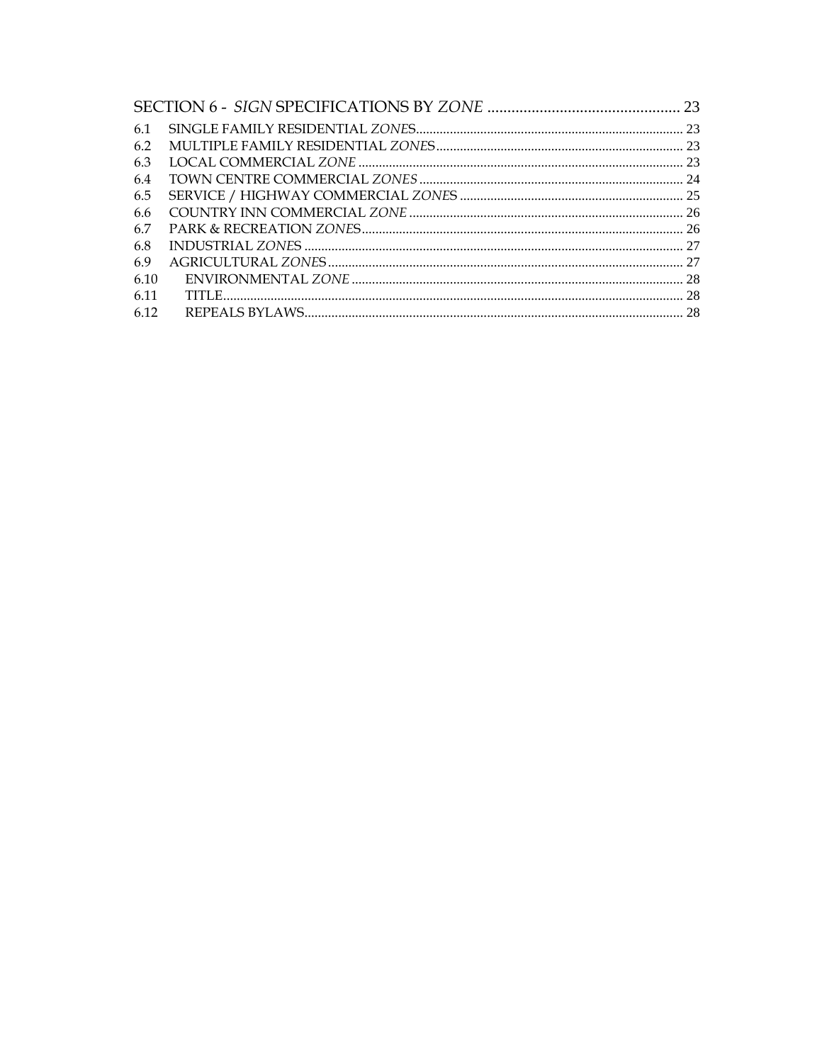SECTION 6 - *SIGN* SPECIFICATIONS BY *ZONE* ................................................ 23

6.1 SINGLE FAMILY RESIDENTIAL *ZONE*S ........................................................................ 23
6.2 MULTIPLE FAMILY RESIDENTIAL *ZONE*S ................................................................... 23
6.3 LOCAL COMMERCIAL *ZONE* ........................................................................................ 23
6.4 TOWN CENTRE COMMERCIAL *ZONES* ....................................................................... 24
6.5 SERVICE / HIGHWAY COMMERCIAL *ZONE*S .............................................................. 25
6.6 COUNTRY INN COMMERCIAL *ZONE* ........................................................................... 26
6.7 PARK & RECREATION *ZONE*S ..................................................................................... 26
6.8 INDUSTRIAL *ZONE*S ................................................................................................... 27
6.9 AGRICULTURAL *ZONE*S .............................................................................................. 27
6.10 ENVIRONMENTAL *ZONE* ............................................................................................ 28
6.11 TITLE ........................................................................................................................ 28
6.12 REPEALS BYLAWS ..................................................................................................... 28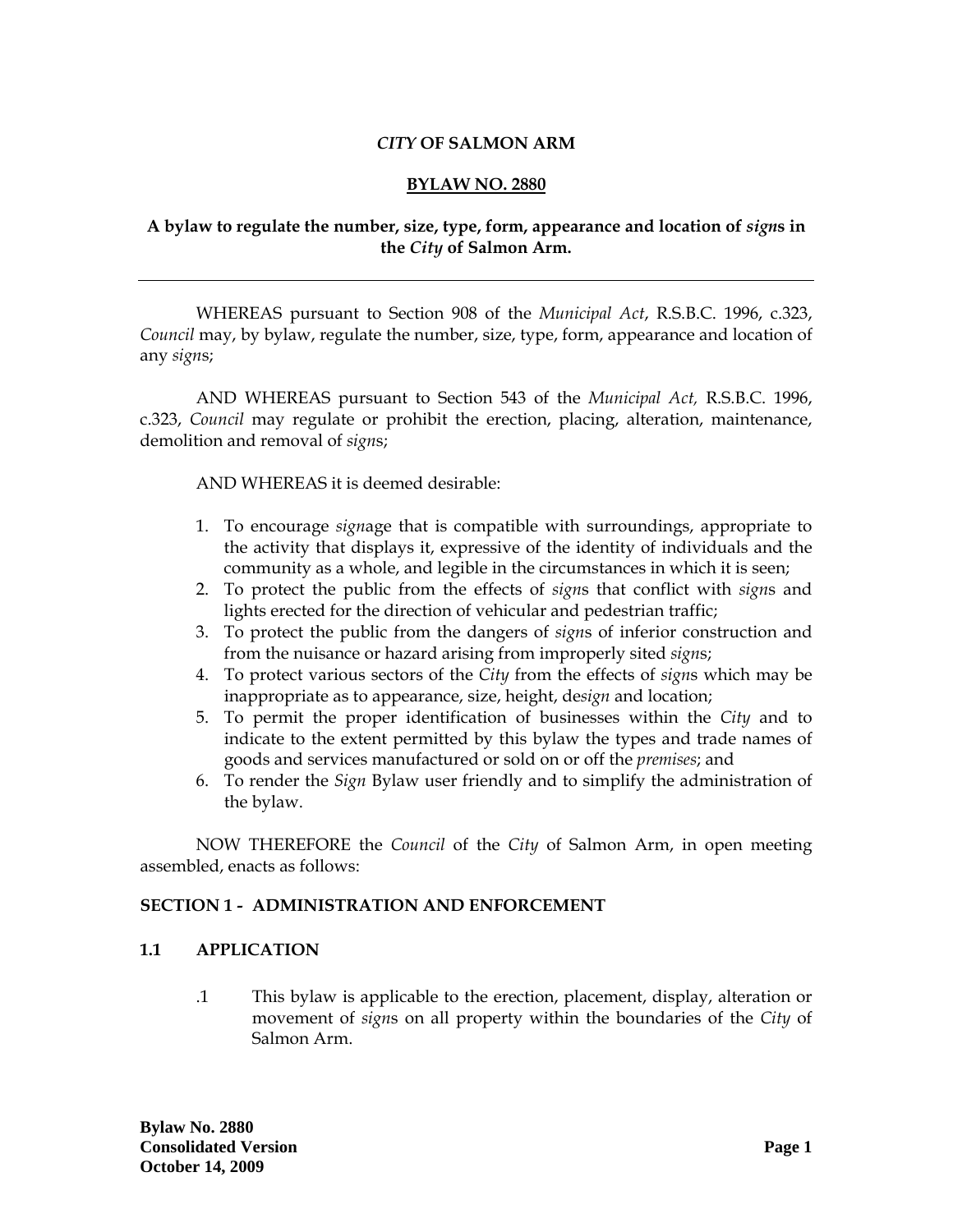*CITY* **OF SALMON ARM**

**BYLAW NO. 2880**

**A bylaw to regulate the number, size, type, form, appearance and location of *sign*s in the *City* of Salmon Arm.**

---

WHEREAS pursuant to Section 908 of the *Municipal Act*, R.S.B.C. 1996, c.323, *Council* may, by bylaw, regulate the number, size, type, form, appearance and location of any *sign*s;

AND WHEREAS pursuant to Section 543 of the *Municipal Act,* R.S.B.C. 1996, c.323, *Council* may regulate or prohibit the erection, placing, alteration, maintenance, demolition and removal of *sign*s;

AND WHEREAS it is deemed desirable:

1. To encourage *sign*age that is compatible with surroundings, appropriate to the activity that displays it, expressive of the identity of individuals and the community as a whole, and legible in the circumstances in which it is seen;
2. To protect the public from the effects of *sign*s that conflict with *sign*s and lights erected for the direction of vehicular and pedestrian traffic;
3. To protect the public from the dangers of *sign*s of inferior construction and from the nuisance or hazard arising from improperly sited *sign*s;
4. To protect various sectors of the *City* from the effects of *sign*s which may be inappropriate as to appearance, size, height, de*sign* and location;
5. To permit the proper identification of businesses within the *City* and to indicate to the extent permitted by this bylaw the types and trade names of goods and services manufactured or sold on or off the *premises*; and
6. To render the *Sign* Bylaw user friendly and to simplify the administration of the bylaw.

NOW THEREFORE the *Council* of the *City* of Salmon Arm, in open meeting assembled, enacts as follows:

## SECTION 1 - ADMINISTRATION AND ENFORCEMENT

### 1.1 APPLICATION

.1 This bylaw is applicable to the erection, placement, display, alteration or movement of *sign*s on all property within the boundaries of the *City* of Salmon Arm.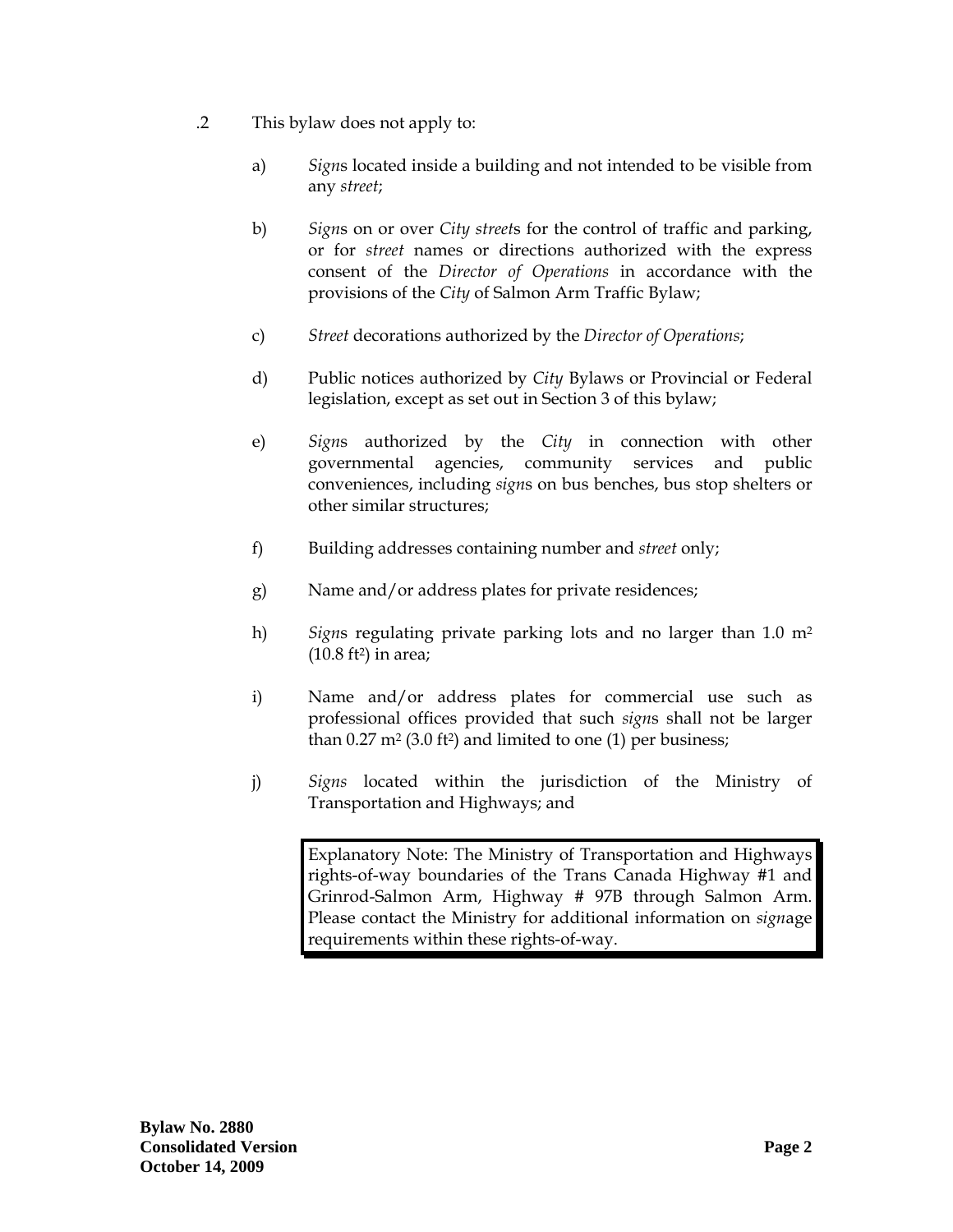.2 This bylaw does not apply to:

a) *Sign*s located inside a building and not intended to be visible from any *street*;

b) *Sign*s on or over *City street*s for the control of traffic and parking, or for *street* names or directions authorized with the express consent of the *Director of Operations* in accordance with the provisions of the *City* of Salmon Arm Traffic Bylaw;

c) *Street* decorations authorized by the *Director of Operations*;

d) Public notices authorized by *City* Bylaws or Provincial or Federal legislation, except as set out in Section 3 of this bylaw;

e) *Sign*s authorized by the *City* in connection with other governmental agencies, community services and public conveniences, including *sign*s on bus benches, bus stop shelters or other similar structures;

f) Building addresses containing number and *street* only;

g) Name and/or address plates for private residences;

h) *Sign*s regulating private parking lots and no larger than 1.0 $m^2$ (10.8 $ft^2$) in area;

i) Name and/or address plates for commercial use such as professional offices provided that such *sign*s shall not be larger than 0.27 $m^2$ (3.0 $ft^2$) and limited to one (1) per business;

j) *Signs* located within the jurisdiction of the Ministry of Transportation and Highways; and

> Explanatory Note: The Ministry of Transportation and Highways rights-of-way boundaries of the Trans Canada Highway #1 and Grinrod-Salmon Arm, Highway # 97B through Salmon Arm. Please contact the Ministry for additional information on *sign*age requirements within these rights-of-way.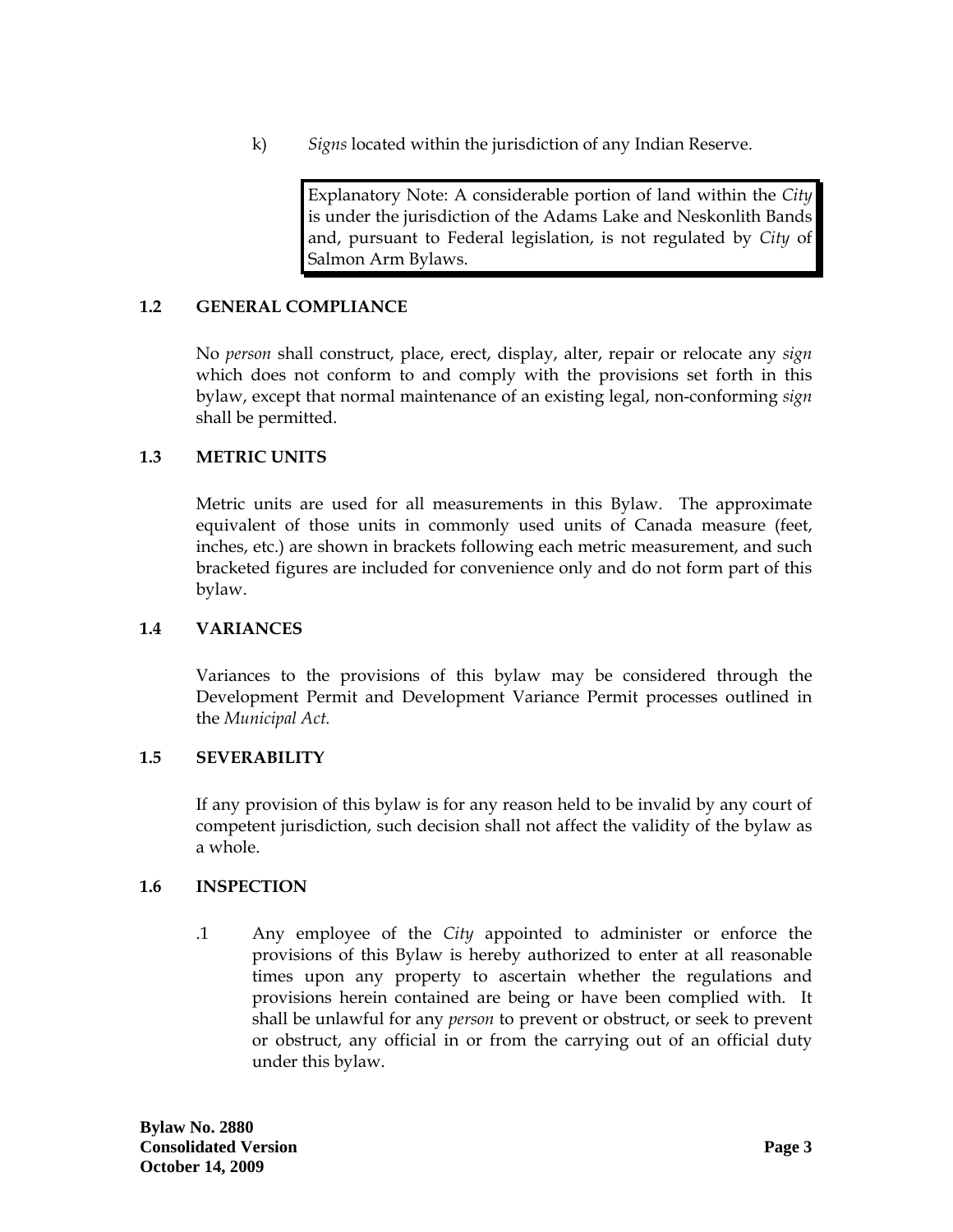k) *Signs* located within the jurisdiction of any Indian Reserve.

> Explanatory Note: A considerable portion of land within the *City* is under the jurisdiction of the Adams Lake and Neskonlith Bands and, pursuant to Federal legislation, is not regulated by *City* of Salmon Arm Bylaws.

### 1.2 GENERAL COMPLIANCE

No *person* shall construct, place, erect, display, alter, repair or relocate any *sign* which does not conform to and comply with the provisions set forth in this bylaw, except that normal maintenance of an existing legal, non-conforming *sign* shall be permitted.

### 1.3 METRIC UNITS

Metric units are used for all measurements in this Bylaw. The approximate equivalent of those units in commonly used units of Canada measure (feet, inches, etc.) are shown in brackets following each metric measurement, and such bracketed figures are included for convenience only and do not form part of this bylaw.

### 1.4 VARIANCES

Variances to the provisions of this bylaw may be considered through the Development Permit and Development Variance Permit processes outlined in the *Municipal Act.*

### 1.5 SEVERABILITY

If any provision of this bylaw is for any reason held to be invalid by any court of competent jurisdiction, such decision shall not affect the validity of the bylaw as a whole.

### 1.6 INSPECTION

.1 Any employee of the *City* appointed to administer or enforce the provisions of this Bylaw is hereby authorized to enter at all reasonable times upon any property to ascertain whether the regulations and provisions herein contained are being or have been complied with. It shall be unlawful for any *person* to prevent or obstruct, or seek to prevent or obstruct, any official in or from the carrying out of an official duty under this bylaw.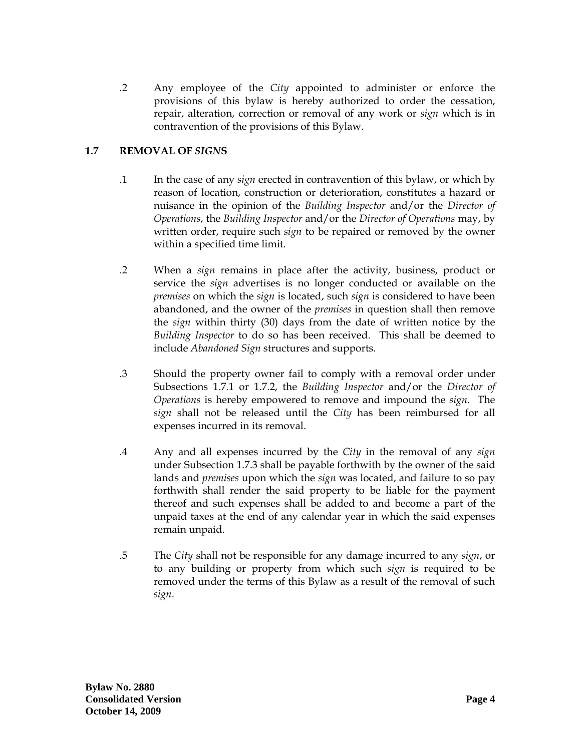.2 Any employee of the *City* appointed to administer or enforce the provisions of this bylaw is hereby authorized to order the cessation, repair, alteration, correction or removal of any work or *sign* which is in contravention of the provisions of this Bylaw.

### 1.7 REMOVAL OF *SIGN*S

.1 In the case of any *sign* erected in contravention of this bylaw, or which by reason of location, construction or deterioration, constitutes a hazard or nuisance in the opinion of the *Building Inspector* and/or the *Director of Operations*, the *Building Inspector* and/or the *Director of Operations* may, by written order, require such *sign* to be repaired or removed by the owner within a specified time limit.

.2 When a *sign* remains in place after the activity, business, product or service the *sign* advertises is no longer conducted or available on the *premises* on which the *sign* is located, such *sign* is considered to have been abandoned, and the owner of the *premises* in question shall then remove the *sign* within thirty (30) days from the date of written notice by the *Building Inspector* to do so has been received. This shall be deemed to include *Abandoned Sign* structures and supports.

.3 Should the property owner fail to comply with a removal order under Subsections 1.7.1 or 1.7.2, the *Building Inspector* and/or the *Director of Operations* is hereby empowered to remove and impound the *sign*. The *sign* shall not be released until the *City* has been reimbursed for all expenses incurred in its removal.

.4 Any and all expenses incurred by the *City* in the removal of any *sign* under Subsection 1.7.3 shall be payable forthwith by the owner of the said lands and *premises* upon which the *sign* was located, and failure to so pay forthwith shall render the said property to be liable for the payment thereof and such expenses shall be added to and become a part of the unpaid taxes at the end of any calendar year in which the said expenses remain unpaid.

.5 The *City* shall not be responsible for any damage incurred to any *sign*, or to any building or property from which such *sign* is required to be removed under the terms of this Bylaw as a result of the removal of such *sign*.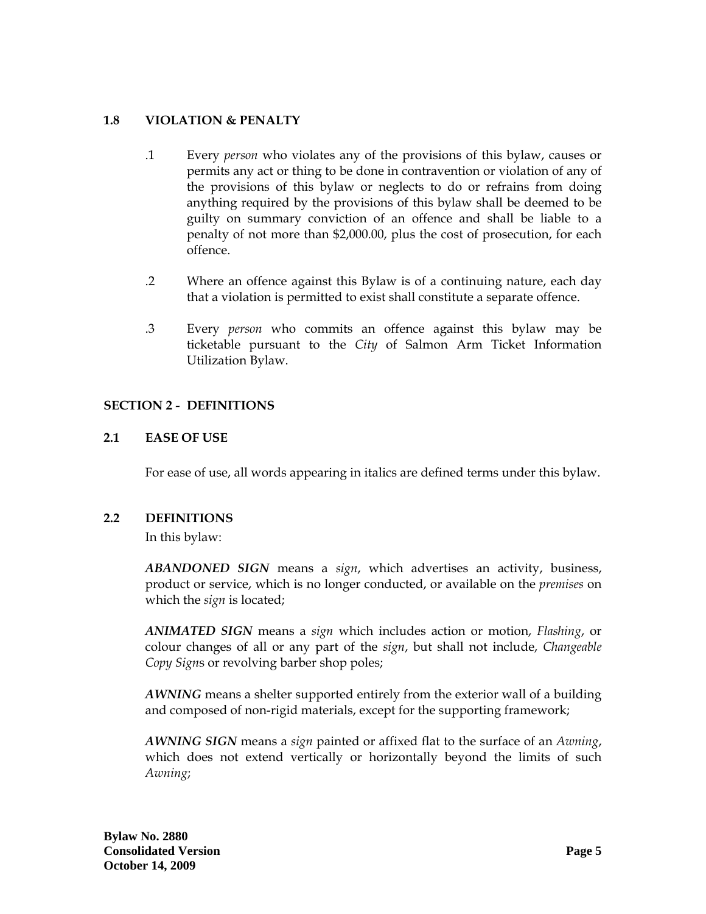### 1.8 VIOLATION & PENALTY

.1 Every *person* who violates any of the provisions of this bylaw, causes or permits any act or thing to be done in contravention or violation of any of the provisions of this bylaw or neglects to do or refrains from doing anything required by the provisions of this bylaw shall be deemed to be guilty on summary conviction of an offence and shall be liable to a penalty of not more than $2,000.00, plus the cost of prosecution, for each offence.

.2 Where an offence against this Bylaw is of a continuing nature, each day that a violation is permitted to exist shall constitute a separate offence.

.3 Every *person* who commits an offence against this bylaw may be ticketable pursuant to the *City* of Salmon Arm Ticket Information Utilization Bylaw.

## SECTION 2 - DEFINITIONS

### 2.1 EASE OF USE

For ease of use, all words appearing in italics are defined terms under this bylaw.

### 2.2 DEFINITIONS

In this bylaw:

***ABANDONED SIGN*** means a *sign*, which advertises an activity, business, product or service, which is no longer conducted, or available on the *premises* on which the *sign* is located;

***ANIMATED SIGN*** means a *sign* which includes action or motion, *Flashing*, or colour changes of all or any part of the *sign*, but shall not include, *Changeable Copy Sign*s or revolving barber shop poles;

***AWNING*** means a shelter supported entirely from the exterior wall of a building and composed of non-rigid materials, except for the supporting framework;

***AWNING SIGN*** means a *sign* painted or affixed flat to the surface of an *Awning*, which does not extend vertically or horizontally beyond the limits of such *Awning*;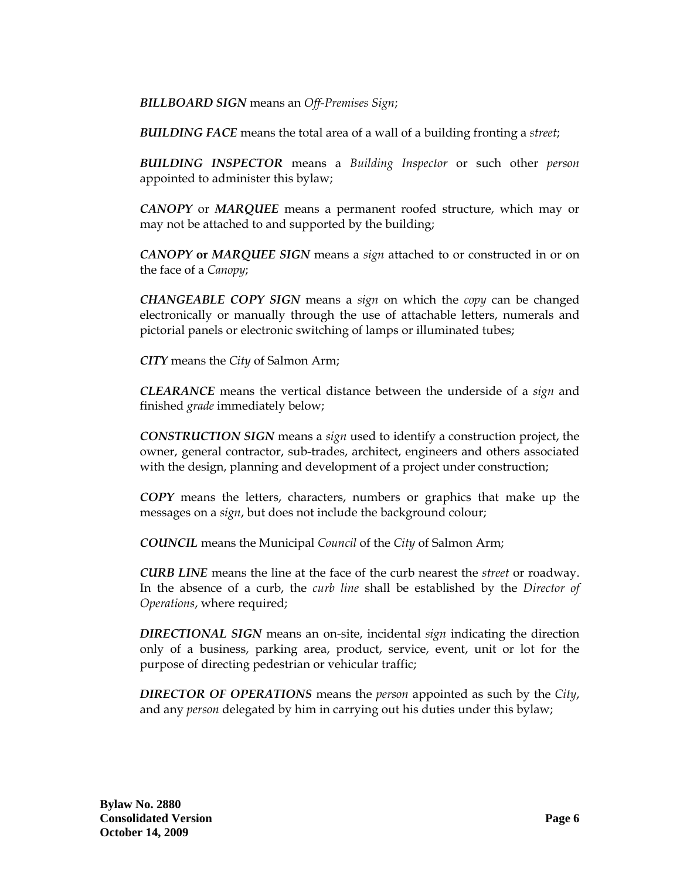***BILLBOARD SIGN*** means an *Off-Premises Sign*;

***BUILDING FACE*** means the total area of a wall of a building fronting a *street*;

***BUILDING INSPECTOR*** means a *Building Inspector* or such other *person* appointed to administer this bylaw;

***CANOPY*** or ***MARQUEE*** means a permanent roofed structure, which may or may not be attached to and supported by the building;

***CANOPY* or *MARQUEE SIGN*** means a *sign* attached to or constructed in or on the face of a *Canopy*;

***CHANGEABLE COPY SIGN*** means a *sign* on which the *copy* can be changed electronically or manually through the use of attachable letters, numerals and pictorial panels or electronic switching of lamps or illuminated tubes;

***CITY*** means the *City* of Salmon Arm;

***CLEARANCE*** means the vertical distance between the underside of a *sign* and finished *grade* immediately below;

***CONSTRUCTION SIGN*** means a *sign* used to identify a construction project, the owner, general contractor, sub-trades, architect, engineers and others associated with the design, planning and development of a project under construction;

***COPY*** means the letters, characters, numbers or graphics that make up the messages on a *sign*, but does not include the background colour;

***COUNCIL*** means the Municipal *Council* of the *City* of Salmon Arm;

***CURB LINE*** means the line at the face of the curb nearest the *street* or roadway. In the absence of a curb, the *curb line* shall be established by the *Director of Operations*, where required;

***DIRECTIONAL SIGN*** means an on-site, incidental *sign* indicating the direction only of a business, parking area, product, service, event, unit or lot for the purpose of directing pedestrian or vehicular traffic;

***DIRECTOR OF OPERATIONS*** means the *person* appointed as such by the *City*, and any *person* delegated by him in carrying out his duties under this bylaw;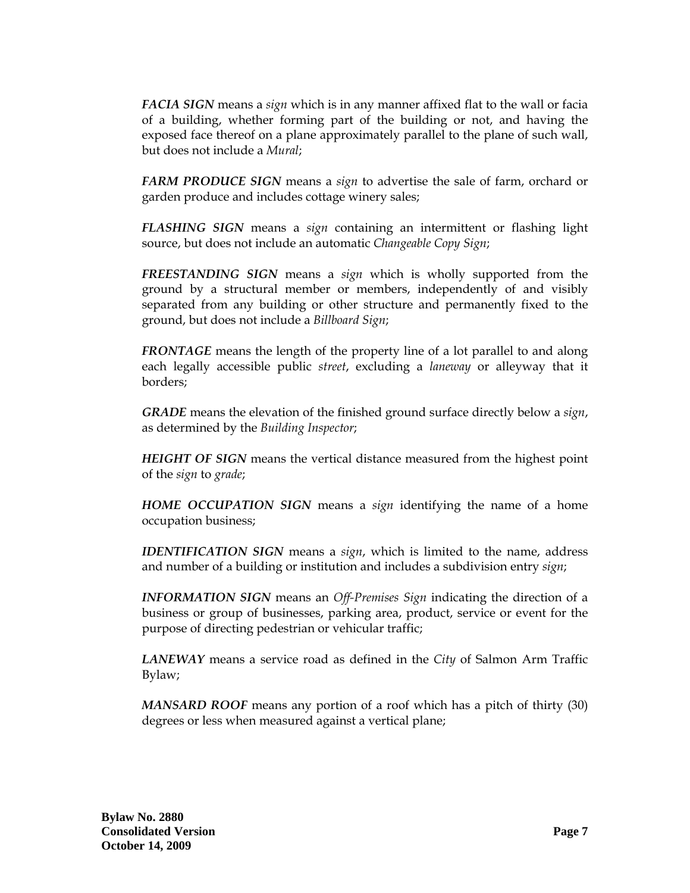***FACIA SIGN*** means a *sign* which is in any manner affixed flat to the wall or facia of a building, whether forming part of the building or not, and having the exposed face thereof on a plane approximately parallel to the plane of such wall, but does not include a *Mural*;

***FARM PRODUCE SIGN*** means a *sign* to advertise the sale of farm, orchard or garden produce and includes cottage winery sales;

***FLASHING SIGN*** means a *sign* containing an intermittent or flashing light source, but does not include an automatic *Changeable Copy Sign*;

***FREESTANDING SIGN*** means a *sign* which is wholly supported from the ground by a structural member or members, independently of and visibly separated from any building or other structure and permanently fixed to the ground, but does not include a *Billboard Sign*;

***FRONTAGE*** means the length of the property line of a lot parallel to and along each legally accessible public *street*, excluding a *laneway* or alleyway that it borders;

***GRADE*** means the elevation of the finished ground surface directly below a *sign*, as determined by the *Building Inspector*;

***HEIGHT OF SIGN*** means the vertical distance measured from the highest point of the *sign* to *grade*;

***HOME OCCUPATION SIGN*** means a *sign* identifying the name of a home occupation business;

***IDENTIFICATION SIGN*** means a *sign*, which is limited to the name, address and number of a building or institution and includes a subdivision entry *sign*;

***INFORMATION SIGN*** means an *Off-Premises Sign* indicating the direction of a business or group of businesses, parking area, product, service or event for the purpose of directing pedestrian or vehicular traffic;

***LANEWAY*** means a service road as defined in the *City* of Salmon Arm Traffic Bylaw;

***MANSARD ROOF*** means any portion of a roof which has a pitch of thirty (30) degrees or less when measured against a vertical plane;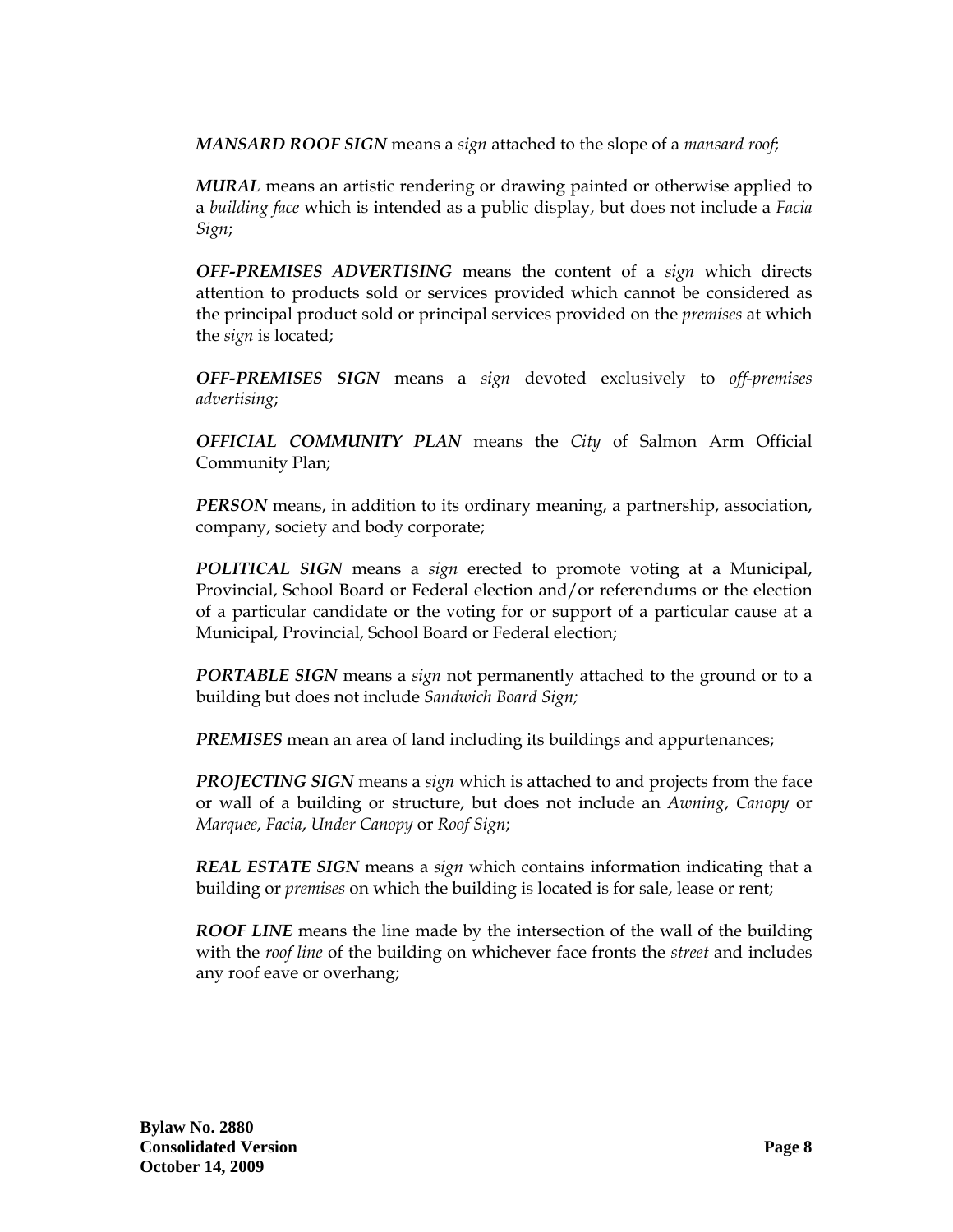***MANSARD ROOF SIGN*** means a *sign* attached to the slope of a *mansard roof*;

***MURAL*** means an artistic rendering or drawing painted or otherwise applied to a *building face* which is intended as a public display, but does not include a *Facia Sign*;

***OFF-PREMISES ADVERTISING*** means the content of a *sign* which directs attention to products sold or services provided which cannot be considered as the principal product sold or principal services provided on the *premises* at which the *sign* is located;

***OFF-PREMISES SIGN*** means a *sign* devoted exclusively to *off-premises advertising*;

***OFFICIAL COMMUNITY PLAN*** means the *City* of Salmon Arm Official Community Plan;

***PERSON*** means, in addition to its ordinary meaning, a partnership, association, company, society and body corporate;

***POLITICAL SIGN*** means a *sign* erected to promote voting at a Municipal, Provincial, School Board or Federal election and/or referendums or the election of a particular candidate or the voting for or support of a particular cause at a Municipal, Provincial, School Board or Federal election;

***PORTABLE SIGN*** means a *sign* not permanently attached to the ground or to a building but does not include *Sandwich Board Sign;*

***PREMISES*** mean an area of land including its buildings and appurtenances;

***PROJECTING SIGN*** means a *sign* which is attached to and projects from the face or wall of a building or structure, but does not include an *Awning*, *Canopy* or *Marquee*, *Facia*, *Under Canopy* or *Roof Sign*;

***REAL ESTATE SIGN*** means a *sign* which contains information indicating that a building or *premises* on which the building is located is for sale, lease or rent;

***ROOF LINE*** means the line made by the intersection of the wall of the building with the *roof line* of the building on whichever face fronts the *street* and includes any roof eave or overhang;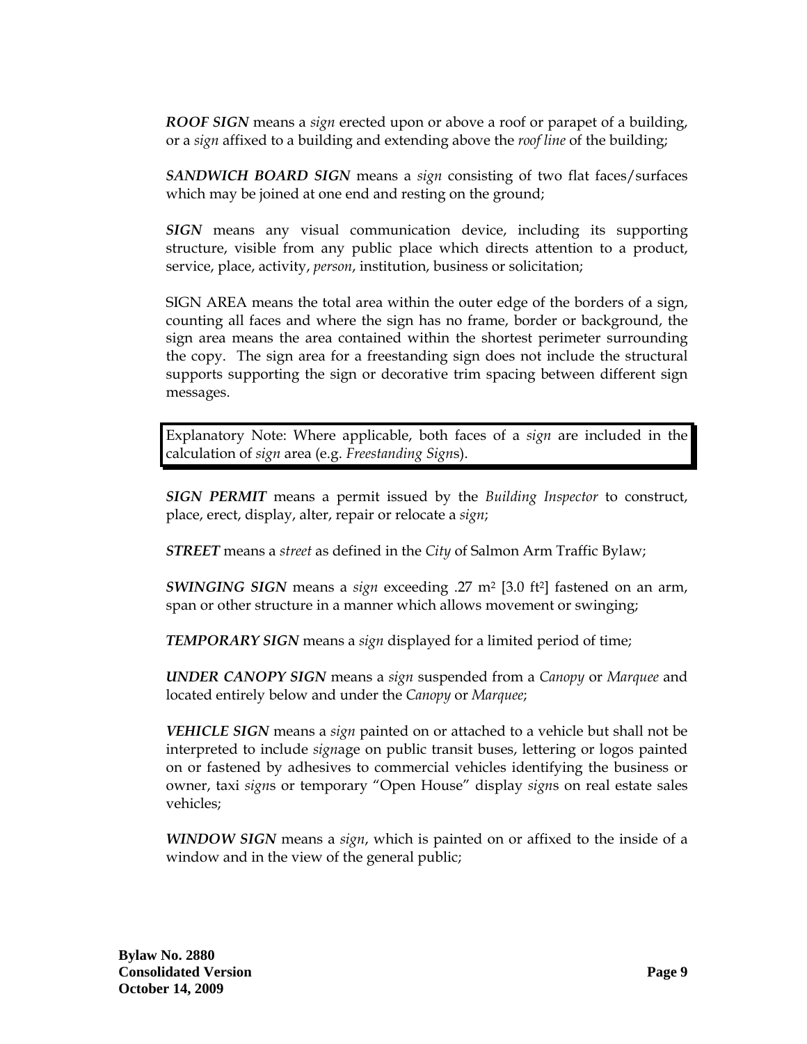***ROOF SIGN*** means a *sign* erected upon or above a roof or parapet of a building, or a *sign* affixed to a building and extending above the *roof line* of the building;

***SANDWICH BOARD SIGN*** means a *sign* consisting of two flat faces/surfaces which may be joined at one end and resting on the ground;

***SIGN*** means any visual communication device, including its supporting structure, visible from any public place which directs attention to a product, service, place, activity, *person*, institution, business or solicitation;

SIGN AREA means the total area within the outer edge of the borders of a sign, counting all faces and where the sign has no frame, border or background, the sign area means the area contained within the shortest perimeter surrounding the copy. The sign area for a freestanding sign does not include the structural supports supporting the sign or decorative trim spacing between different sign messages.

> Explanatory Note: Where applicable, both faces of a *sign* are included in the calculation of *sign* area (e.g. *Freestanding Sign*s).

***SIGN PERMIT*** means a permit issued by the *Building Inspector* to construct, place, erect, display, alter, repair or relocate a *sign*;

***STREET*** means a *street* as defined in the *City* of Salmon Arm Traffic Bylaw;

***SWINGING SIGN*** means a *sign* exceeding .27 m$^2$ [3.0 ft$^2$] fastened on an arm, span or other structure in a manner which allows movement or swinging;

***TEMPORARY SIGN*** means a *sign* displayed for a limited period of time;

***UNDER CANOPY SIGN*** means a *sign* suspended from a *Canopy* or *Marquee* and located entirely below and under the *Canopy* or *Marquee*;

***VEHICLE SIGN*** means a *sign* painted on or attached to a vehicle but shall not be interpreted to include *sign*age on public transit buses, lettering or logos painted on or fastened by adhesives to commercial vehicles identifying the business or owner, taxi *sign*s or temporary "Open House" display *sign*s on real estate sales vehicles;

***WINDOW SIGN*** means a *sign*, which is painted on or affixed to the inside of a window and in the view of the general public;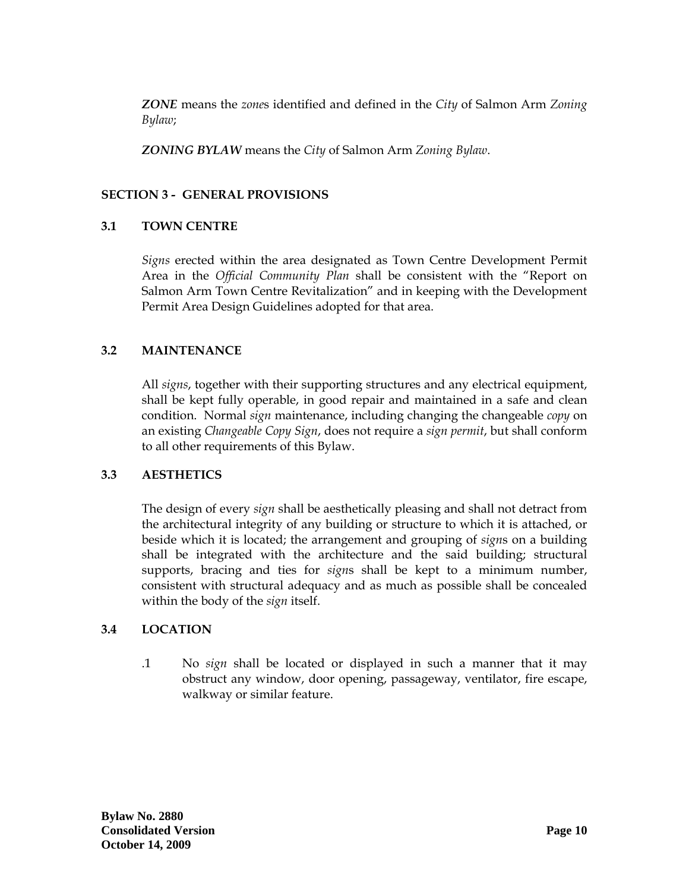***ZONE*** means the *zone*s identified and defined in the *City* of Salmon Arm *Zoning Bylaw*;

***ZONING BYLAW*** means the *City* of Salmon Arm *Zoning Bylaw*.

## SECTION 3 - GENERAL PROVISIONS

### 3.1 TOWN CENTRE

*Signs* erected within the area designated as Town Centre Development Permit Area in the *Official Community Plan* shall be consistent with the "Report on Salmon Arm Town Centre Revitalization" and in keeping with the Development Permit Area Design Guidelines adopted for that area.

### 3.2 MAINTENANCE

All *signs*, together with their supporting structures and any electrical equipment, shall be kept fully operable, in good repair and maintained in a safe and clean condition. Normal *sign* maintenance, including changing the changeable *copy* on an existing *Changeable Copy Sign*, does not require a *sign permit*, but shall conform to all other requirements of this Bylaw.

### 3.3 AESTHETICS

The design of every *sign* shall be aesthetically pleasing and shall not detract from the architectural integrity of any building or structure to which it is attached, or beside which it is located; the arrangement and grouping of *sign*s on a building shall be integrated with the architecture and the said building; structural supports, bracing and ties for *sign*s shall be kept to a minimum number, consistent with structural adequacy and as much as possible shall be concealed within the body of the *sign* itself.

### 3.4 LOCATION

.1 No *sign* shall be located or displayed in such a manner that it may obstruct any window, door opening, passageway, ventilator, fire escape, walkway or similar feature.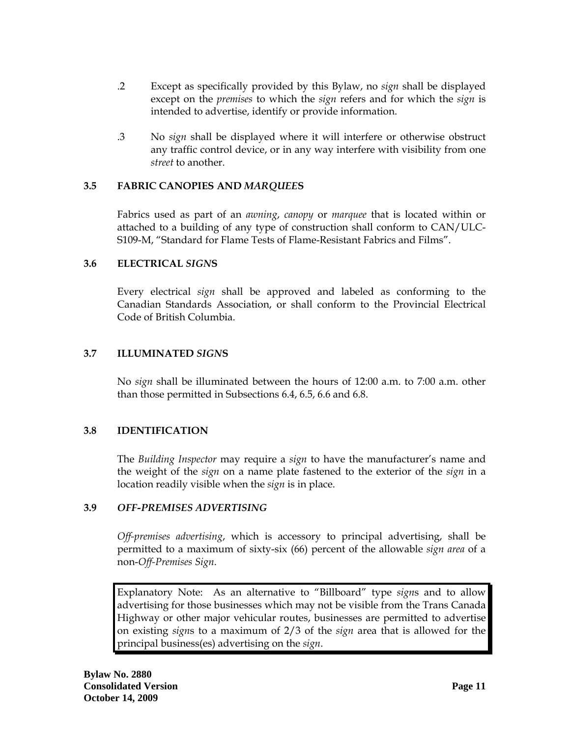.2 Except as specifically provided by this Bylaw, no *sign* shall be displayed except on the *premises* to which the *sign* refers and for which the *sign* is intended to advertise, identify or provide information.

.3 No *sign* shall be displayed where it will interfere or otherwise obstruct any traffic control device, or in any way interfere with visibility from one *street* to another.

### 3.5 FABRIC CANOPIES AND *MARQUEE*S

Fabrics used as part of an *awning*, *canopy* or *marquee* that is located within or attached to a building of any type of construction shall conform to CAN/ULC-S109-M, "Standard for Flame Tests of Flame-Resistant Fabrics and Films".

### 3.6 ELECTRICAL *SIGN*S

Every electrical *sign* shall be approved and labeled as conforming to the Canadian Standards Association, or shall conform to the Provincial Electrical Code of British Columbia.

### 3.7 ILLUMINATED *SIGN*S

No *sign* shall be illuminated between the hours of 12:00 a.m. to 7:00 a.m. other than those permitted in Subsections 6.4, 6.5, 6.6 and 6.8.

### 3.8 IDENTIFICATION

The *Building Inspector* may require a *sign* to have the manufacturer's name and the weight of the *sign* on a name plate fastened to the exterior of the *sign* in a location readily visible when the *sign* is in place.

### 3.9 *OFF-PREMISES ADVERTISING*

*Off-premises advertising*, which is accessory to principal advertising, shall be permitted to a maximum of sixty-six (66) percent of the allowable *sign area* of a non-*Off-Premises Sign*.

> Explanatory Note: As an alternative to "Billboard" type *sign*s and to allow advertising for those businesses which may not be visible from the Trans Canada Highway or other major vehicular routes, businesses are permitted to advertise on existing *sign*s to a maximum of 2/3 of the *sign* area that is allowed for the principal business(es) advertising on the *sign*.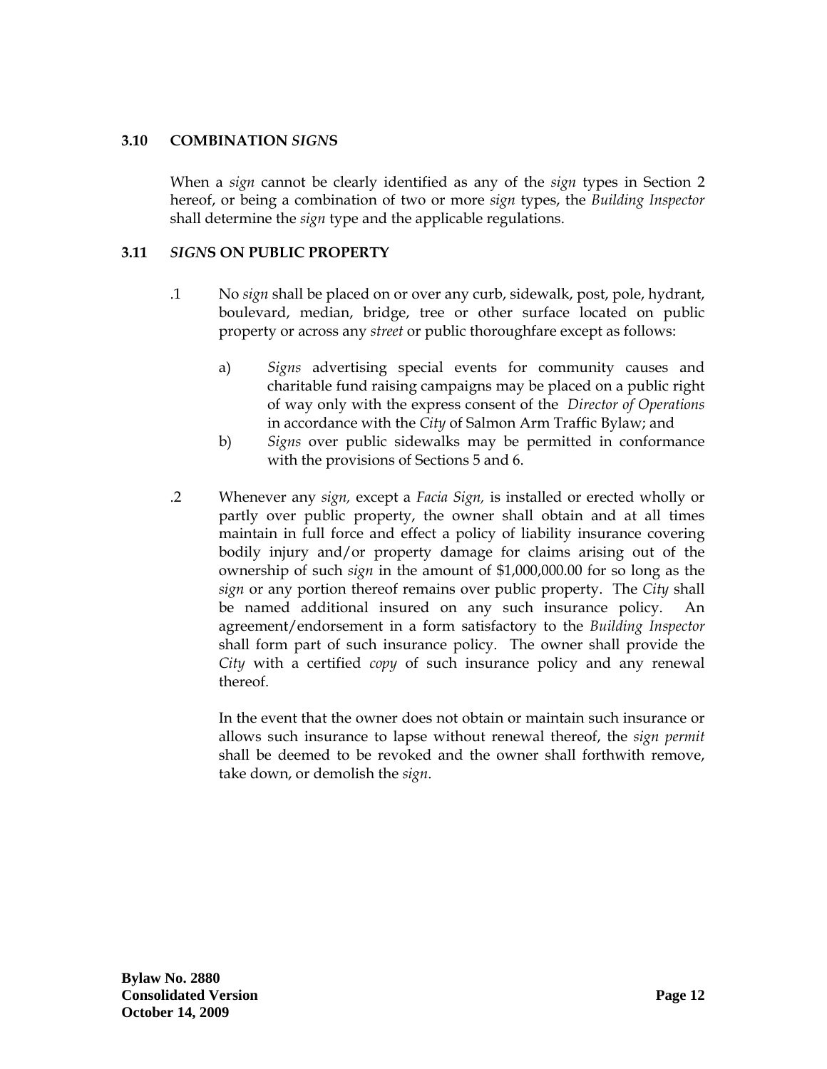### 3.10 COMBINATION *SIGN*S

When a *sign* cannot be clearly identified as any of the *sign* types in Section 2 hereof, or being a combination of two or more *sign* types, the *Building Inspector* shall determine the *sign* type and the applicable regulations.

### 3.11 *SIGN*S ON PUBLIC PROPERTY

.1 No *sign* shall be placed on or over any curb, sidewalk, post, pole, hydrant, boulevard, median, bridge, tree or other surface located on public property or across any *street* or public thoroughfare except as follows:

a) *Signs* advertising special events for community causes and charitable fund raising campaigns may be placed on a public right of way only with the express consent of the *Director of Operations* in accordance with the *City* of Salmon Arm Traffic Bylaw; and

b) *Signs* over public sidewalks may be permitted in conformance with the provisions of Sections 5 and 6.

.2 Whenever any *sign,* except a *Facia Sign,* is installed or erected wholly or partly over public property, the owner shall obtain and at all times maintain in full force and effect a policy of liability insurance covering bodily injury and/or property damage for claims arising out of the ownership of such *sign* in the amount of $1,000,000.00 for so long as the *sign* or any portion thereof remains over public property. The *City* shall be named additional insured on any such insurance policy. An agreement/endorsement in a form satisfactory to the *Building Inspector* shall form part of such insurance policy. The owner shall provide the *City* with a certified *copy* of such insurance policy and any renewal thereof.

In the event that the owner does not obtain or maintain such insurance or allows such insurance to lapse without renewal thereof, the *sign permit* shall be deemed to be revoked and the owner shall forthwith remove, take down, or demolish the *sign*.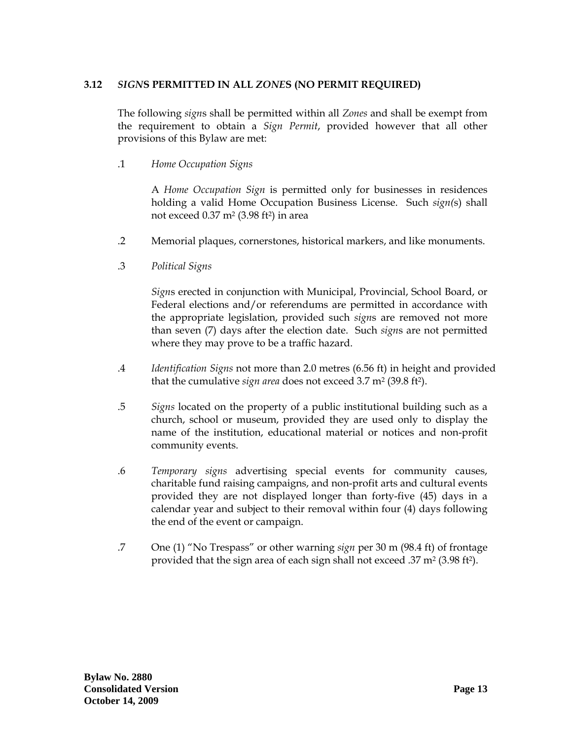### 3.12 *SIGN*S PERMITTED IN ALL *ZONE*S (NO PERMIT REQUIRED)

The following *sign*s shall be permitted within all *Zones* and shall be exempt from the requirement to obtain a *Sign Permit*, provided however that all other provisions of this Bylaw are met:

.1 *Home Occupation Signs*

A *Home Occupation Sign* is permitted only for businesses in residences holding a valid Home Occupation Business License. Such *sign(*s) shall not exceed 0.37 m² (3.98 ft²) in area

.2 Memorial plaques, cornerstones, historical markers, and like monuments.

.3 *Political Signs*

*Sign*s erected in conjunction with Municipal, Provincial, School Board, or Federal elections and/or referendums are permitted in accordance with the appropriate legislation, provided such *sign*s are removed not more than seven (7) days after the election date. Such *sign*s are not permitted where they may prove to be a traffic hazard.

.4 *Identification Signs* not more than 2.0 metres (6.56 ft) in height and provided that the cumulative *sign area* does not exceed 3.7 m² (39.8 ft²).

.5 *Signs* located on the property of a public institutional building such as a church, school or museum, provided they are used only to display the name of the institution, educational material or notices and non-profit community events.

.6 *Temporary signs* advertising special events for community causes, charitable fund raising campaigns, and non-profit arts and cultural events provided they are not displayed longer than forty-five (45) days in a calendar year and subject to their removal within four (4) days following the end of the event or campaign.

.7 One (1) "No Trespass" or other warning *sign* per 30 m (98.4 ft) of frontage provided that the sign area of each sign shall not exceed .37 m² (3.98 ft²).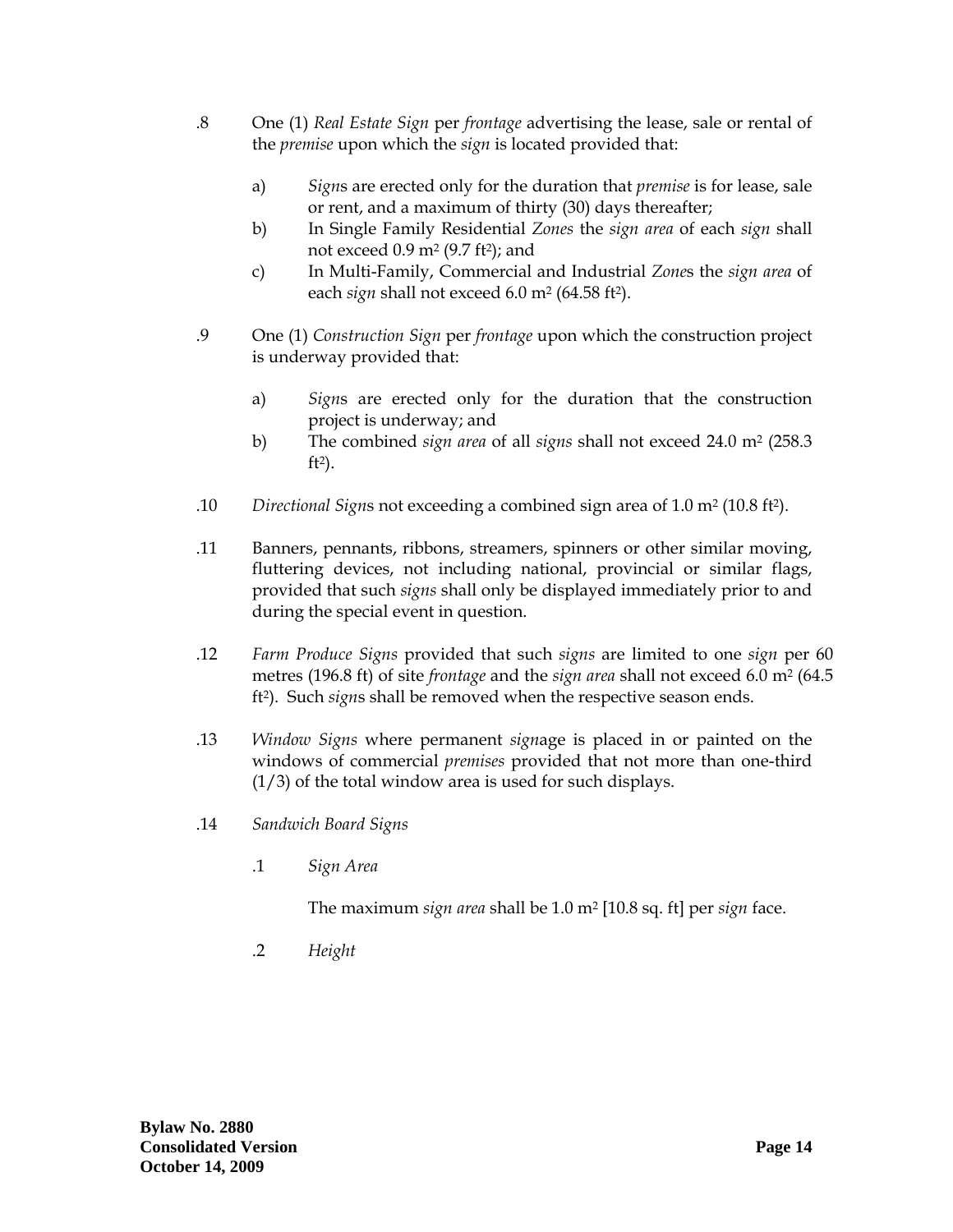.8 One (1) *Real Estate Sign* per *frontage* advertising the lease, sale or rental of the *premise* upon which the *sign* is located provided that:

- a) *Sign*s are erected only for the duration that *premise* is for lease, sale or rent, and a maximum of thirty (30) days thereafter;
- b) In Single Family Residential *Zones* the *sign area* of each *sign* shall not exceed 0.9 $m^2$ (9.7 $ft^2$); and
- c) In Multi-Family, Commercial and Industrial *Zone*s the *sign area* of each *sign* shall not exceed 6.0 $m^2$ (64.58 $ft^2$).

.9 One (1) *Construction Sign* per *frontage* upon which the construction project is underway provided that:

- a) *Sign*s are erected only for the duration that the construction project is underway; and
- b) The combined *sign area* of all *signs* shall not exceed 24.0 $m^2$ (258.3 $ft^2$).

.10 *Directional Sign*s not exceeding a combined sign area of 1.0 $m^2$ (10.8 $ft^2$).

.11 Banners, pennants, ribbons, streamers, spinners or other similar moving, fluttering devices, not including national, provincial or similar flags, provided that such *signs* shall only be displayed immediately prior to and during the special event in question.

.12 *Farm Produce Signs* provided that such *signs* are limited to one *sign* per 60 metres (196.8 ft) of site *frontage* and the *sign area* shall not exceed 6.0 $m^2$ (64.5 $ft^2$). Such *sign*s shall be removed when the respective season ends.

.13 *Window Signs* where permanent *sign*age is placed in or painted on the windows of commercial *premises* provided that not more than one-third (1/3) of the total window area is used for such displays.

.14 *Sandwich Board Signs*

.1 *Sign Area*

The maximum *sign area* shall be 1.0 $m^2$ [10.8 sq. ft] per *sign* face.

.2 *Height*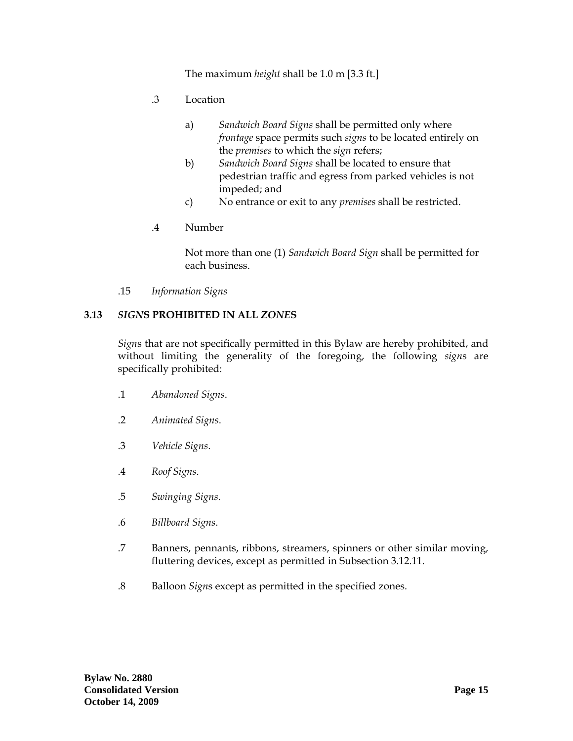The maximum *height* shall be 1.0 m [3.3 ft.]

.3 Location

a) *Sandwich Board Signs* shall be permitted only where *frontage* space permits such *signs* to be located entirely on the *premises* to which the *sign* refers;

b) *Sandwich Board Signs* shall be located to ensure that pedestrian traffic and egress from parked vehicles is not impeded; and

c) No entrance or exit to any *premises* shall be restricted.

.4 Number

Not more than one (1) *Sandwich Board Sign* shall be permitted for each business.

.15 *Information Signs*

## 3.13 *SIGN*S PROHIBITED IN ALL *ZONE*S

*Sign*s that are not specifically permitted in this Bylaw are hereby prohibited, and without limiting the generality of the foregoing, the following *sign*s are specifically prohibited:

.1 *Abandoned Signs*.

.2 *Animated Signs*.

.3 *Vehicle Signs*.

.4 *Roof Signs*.

.5 *Swinging Signs*.

.6 *Billboard Signs*.

.7 Banners, pennants, ribbons, streamers, spinners or other similar moving, fluttering devices, except as permitted in Subsection 3.12.11.

.8 Balloon *Sign*s except as permitted in the specified zones.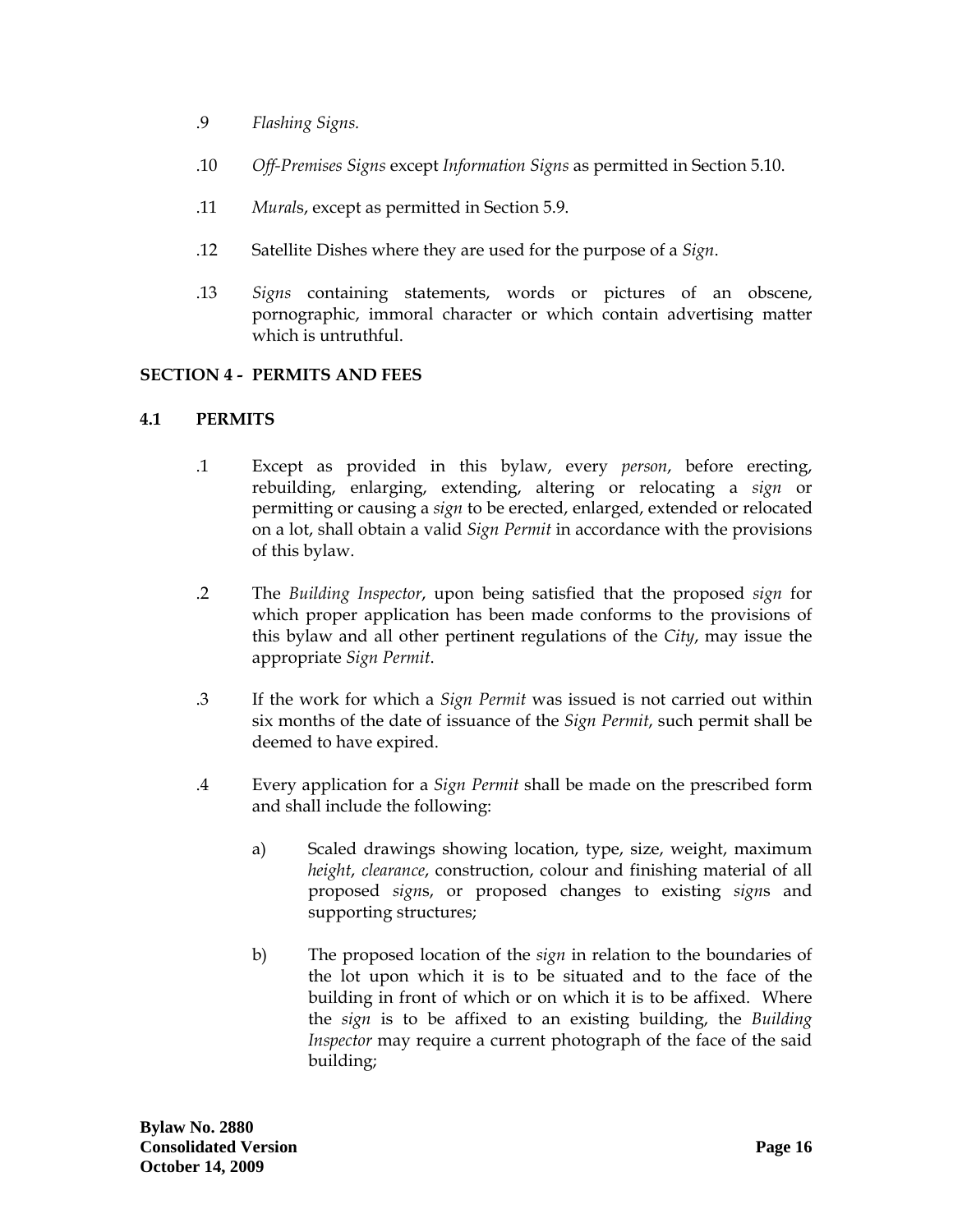.9 *Flashing Signs.*

.10 *Off-Premises Signs* except *Information Signs* as permitted in Section 5.10.

.11 *Mural*s, except as permitted in Section 5.9.

.12 Satellite Dishes where they are used for the purpose of a *Sign*.

.13 *Signs* containing statements, words or pictures of an obscene, pornographic, immoral character or which contain advertising matter which is untruthful.

## SECTION 4 - PERMITS AND FEES

### 4.1 PERMITS

.1 Except as provided in this bylaw, every *person*, before erecting, rebuilding, enlarging, extending, altering or relocating a *sign* or permitting or causing a *sign* to be erected, enlarged, extended or relocated on a lot, shall obtain a valid *Sign Permit* in accordance with the provisions of this bylaw.

.2 The *Building Inspector*, upon being satisfied that the proposed *sign* for which proper application has been made conforms to the provisions of this bylaw and all other pertinent regulations of the *City*, may issue the appropriate *Sign Permit*.

.3 If the work for which a *Sign Permit* was issued is not carried out within six months of the date of issuance of the *Sign Permit*, such permit shall be deemed to have expired.

.4 Every application for a *Sign Permit* shall be made on the prescribed form and shall include the following:

a) Scaled drawings showing location, type, size, weight, maximum *height*, *clearance*, construction, colour and finishing material of all proposed *sign*s, or proposed changes to existing *sign*s and supporting structures;

b) The proposed location of the *sign* in relation to the boundaries of the lot upon which it is to be situated and to the face of the building in front of which or on which it is to be affixed. Where the *sign* is to be affixed to an existing building, the *Building Inspector* may require a current photograph of the face of the said building;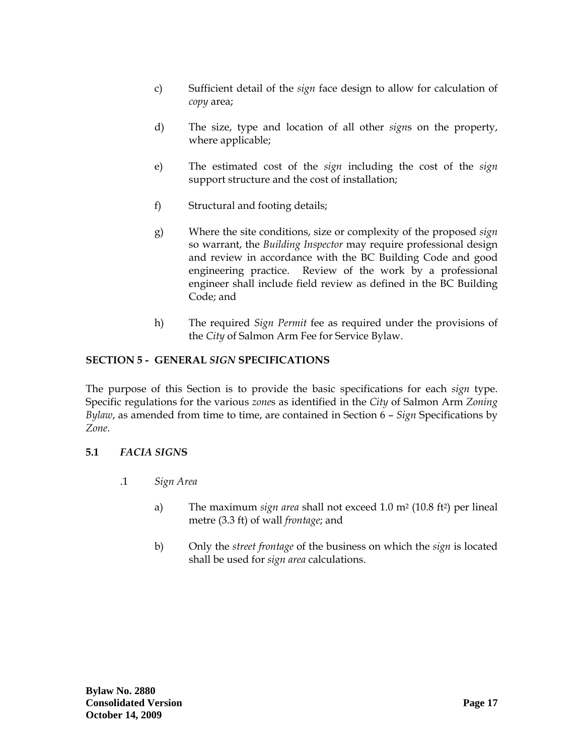c) Sufficient detail of the *sign* face design to allow for calculation of *copy* area;

d) The size, type and location of all other *sign*s on the property, where applicable;

e) The estimated cost of the *sign* including the cost of the *sign* support structure and the cost of installation;

f) Structural and footing details;

g) Where the site conditions, size or complexity of the proposed *sign* so warrant, the *Building Inspector* may require professional design and review in accordance with the BC Building Code and good engineering practice. Review of the work by a professional engineer shall include field review as defined in the BC Building Code; and

h) The required *Sign Permit* fee as required under the provisions of the *City* of Salmon Arm Fee for Service Bylaw.

## SECTION 5 - GENERAL *SIGN* SPECIFICATIONS

The purpose of this Section is to provide the basic specifications for each *sign* type. Specific regulations for the various *zone*s as identified in the *City* of Salmon Arm *Zoning Bylaw*, as amended from time to time, are contained in Section 6 – *Sign* Specifications by *Zone*.

### 5.1 *FACIA SIGNS*

.1 *Sign Area*

a) The maximum *sign area* shall not exceed 1.0 $m^2$ (10.8 $ft^2$) per lineal metre (3.3 ft) of wall *frontage*; and

b) Only the *street frontage* of the business on which the *sign* is located shall be used for *sign area* calculations.

**Bylaw No. 2880**
**Consolidated Version**
**October 14, 2009**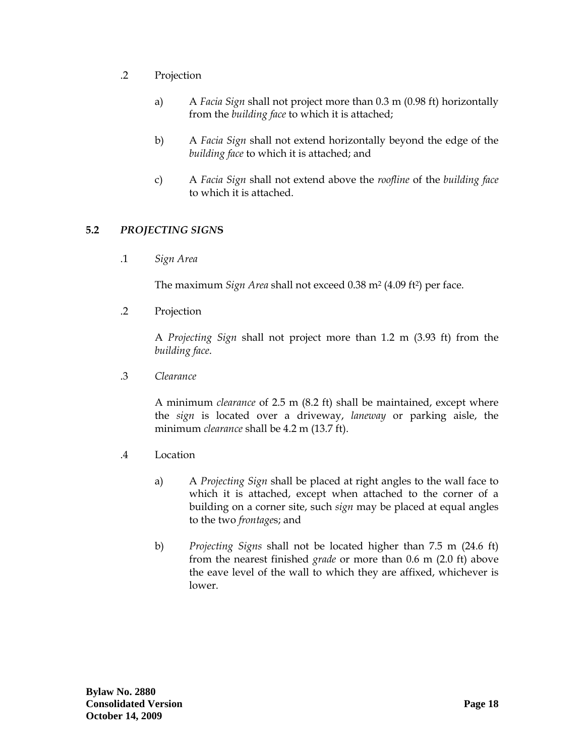.2 Projection

a) A *Facia Sign* shall not project more than 0.3 m (0.98 ft) horizontally from the *building face* to which it is attached;

b) A *Facia Sign* shall not extend horizontally beyond the edge of the *building face* to which it is attached; and

c) A *Facia Sign* shall not extend above the *roofline* of the *building face* to which it is attached.

### 5.2 *PROJECTING SIGNS*

.1 *Sign Area*

The maximum *Sign Area* shall not exceed 0.38 $m^2$ (4.09 $ft^2$) per face.

.2 Projection

A *Projecting Sign* shall not project more than 1.2 m (3.93 ft) from the *building face*.

.3 *Clearance*

A minimum *clearance* of 2.5 m (8.2 ft) shall be maintained, except where the *sign* is located over a driveway, *laneway* or parking aisle, the minimum *clearance* shall be 4.2 m (13.7 ft).

.4 Location

a) A *Projecting Sign* shall be placed at right angles to the wall face to which it is attached, except when attached to the corner of a building on a corner site, such *sign* may be placed at equal angles to the two *frontage*s; and

b) *Projecting Signs* shall not be located higher than 7.5 m (24.6 ft) from the nearest finished *grade* or more than 0.6 m (2.0 ft) above the eave level of the wall to which they are affixed, whichever is lower.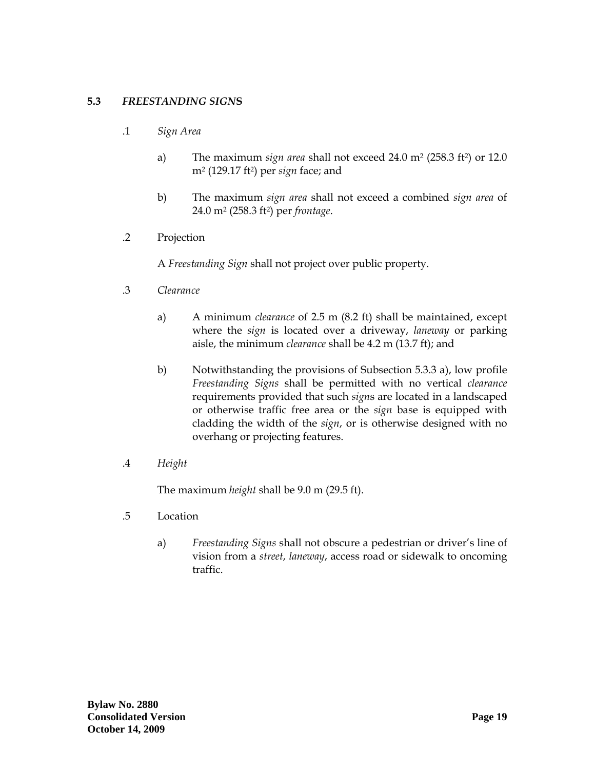## 5.3 *FREESTANDING SIGNS*

.1 *Sign Area*

a) The maximum *sign area* shall not exceed 24.0 $m^2$ (258.3 $ft^2$) or 12.0 $m^2$ (129.17 $ft^2$) per *sign* face; and

b) The maximum *sign area* shall not exceed a combined *sign area* of 24.0 $m^2$ (258.3 $ft^2$) per *frontage*.

.2 Projection

A *Freestanding Sign* shall not project over public property.

.3 *Clearance*

a) A minimum *clearance* of 2.5 m (8.2 ft) shall be maintained, except where the *sign* is located over a driveway, *laneway* or parking aisle, the minimum *clearance* shall be 4.2 m (13.7 ft); and

b) Notwithstanding the provisions of Subsection 5.3.3 a), low profile *Freestanding Signs* shall be permitted with no vertical *clearance* requirements provided that such *sign*s are located in a landscaped or otherwise traffic free area or the *sign* base is equipped with cladding the width of the *sign*, or is otherwise designed with no overhang or projecting features.

.4 *Height*

The maximum *height* shall be 9.0 m (29.5 ft).

.5 Location

a) *Freestanding Signs* shall not obscure a pedestrian or driver's line of vision from a *street*, *laneway*, access road or sidewalk to oncoming traffic.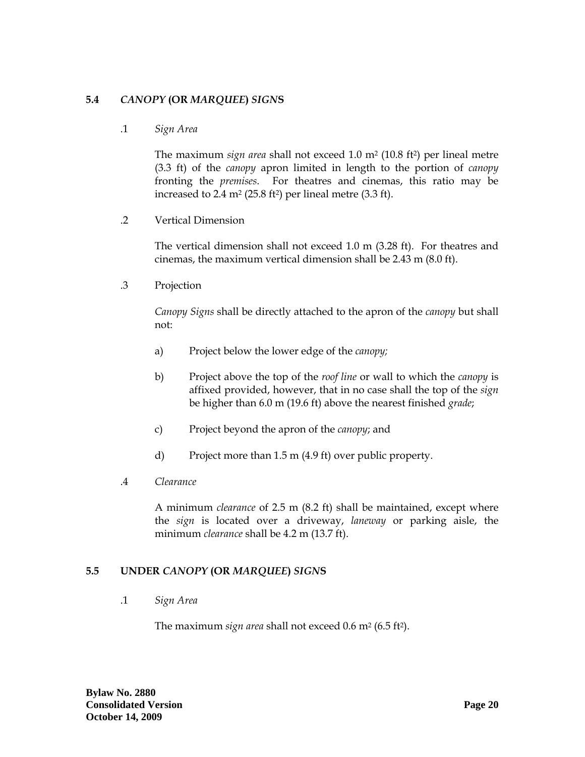### 5.4 *CANOPY* (OR *MARQUEE*) *SIGN*S

.1 *Sign Area*

The maximum *sign area* shall not exceed 1.0 m$^2$ (10.8 ft$^2$) per lineal metre (3.3 ft) of the *canopy* apron limited in length to the portion of *canopy* fronting the *premises*. For theatres and cinemas, this ratio may be increased to 2.4 m$^2$ (25.8 ft$^2$) per lineal metre (3.3 ft).

.2 Vertical Dimension

The vertical dimension shall not exceed 1.0 m (3.28 ft). For theatres and cinemas, the maximum vertical dimension shall be 2.43 m (8.0 ft).

.3 Projection

*Canopy Signs* shall be directly attached to the apron of the *canopy* but shall not:

a) Project below the lower edge of the *canopy;*

b) Project above the top of the *roof line* or wall to which the *canopy* is affixed provided, however, that in no case shall the top of the *sign* be higher than 6.0 m (19.6 ft) above the nearest finished *grade*;

c) Project beyond the apron of the *canopy*; and

d) Project more than 1.5 m (4.9 ft) over public property.

.4 *Clearance*

A minimum *clearance* of 2.5 m (8.2 ft) shall be maintained, except where the *sign* is located over a driveway, *laneway* or parking aisle, the minimum *clearance* shall be 4.2 m (13.7 ft).

### 5.5 UNDER *CANOPY* (OR *MARQUEE*) *SIGN*S

.1 *Sign Area*

The maximum *sign area* shall not exceed 0.6 m$^2$ (6.5 ft$^2$).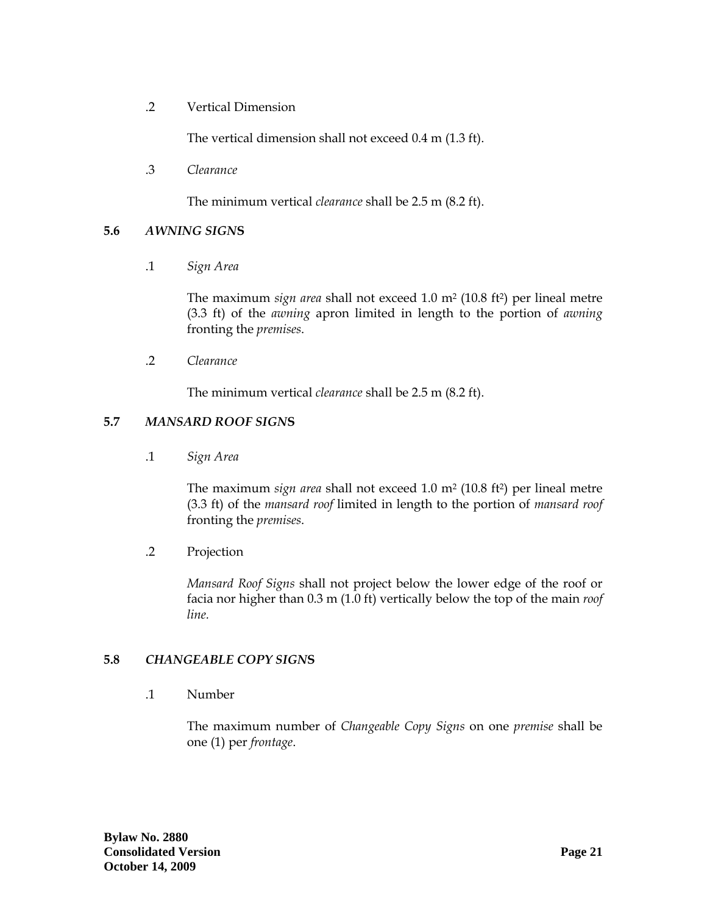.2 Vertical Dimension

The vertical dimension shall not exceed 0.4 m (1.3 ft).

.3 *Clearance*

The minimum vertical *clearance* shall be 2.5 m (8.2 ft).

## 5.6 *AWNING SIGNS*

.1 *Sign Area*

The maximum *sign area* shall not exceed 1.0 m$^2$ (10.8 ft$^2$) per lineal metre (3.3 ft) of the *awning* apron limited in length to the portion of *awning* fronting the *premises*.

.2 *Clearance*

The minimum vertical *clearance* shall be 2.5 m (8.2 ft).

## 5.7 *MANSARD ROOF SIGNS*

.1 *Sign Area*

The maximum *sign area* shall not exceed 1.0 m$^2$ (10.8 ft$^2$) per lineal metre (3.3 ft) of the *mansard roof* limited in length to the portion of *mansard roof* fronting the *premises*.

.2 Projection

*Mansard Roof Signs* shall not project below the lower edge of the roof or facia nor higher than 0.3 m (1.0 ft) vertically below the top of the main *roof line*.

## 5.8 *CHANGEABLE COPY SIGNS*

.1 Number

The maximum number of *Changeable Copy Signs* on one *premise* shall be one (1) per *frontage*.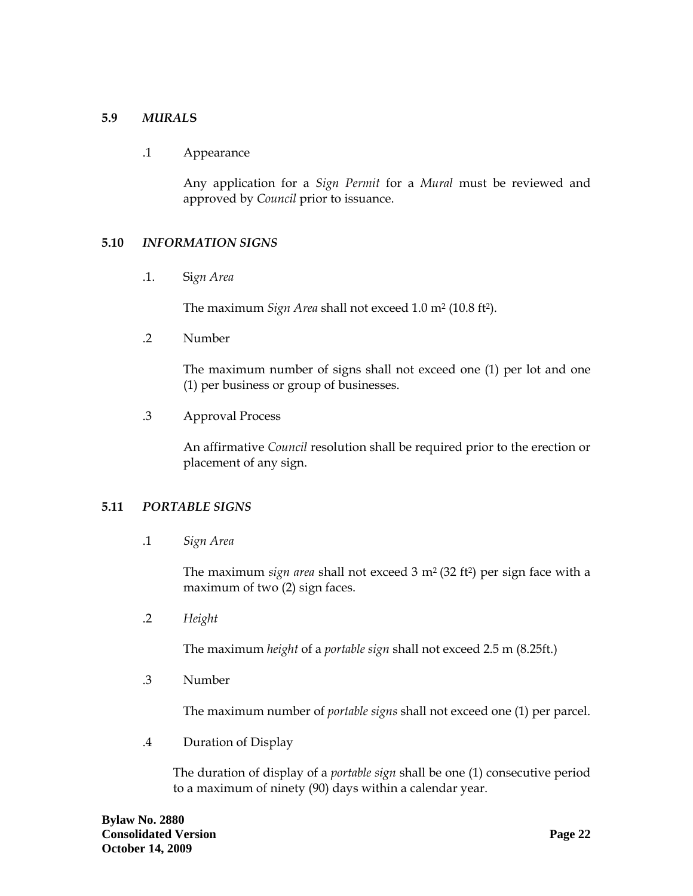### 5.9 *MURALS*

.1 Appearance

Any application for a *Sign Permit* for a *Mural* must be reviewed and approved by *Council* prior to issuance.

### 5.10 *INFORMATION SIGNS*

.1. Si*gn Area*

The maximum *Sign Area* shall not exceed 1.0 $m^2$ (10.8 $ft^2$).

.2 Number

The maximum number of signs shall not exceed one (1) per lot and one (1) per business or group of businesses.

.3 Approval Process

An affirmative *Council* resolution shall be required prior to the erection or placement of any sign.

### 5.11 *PORTABLE SIGNS*

.1 *Sign Area*

The maximum *sign area* shall not exceed 3 $m^2$ (32 $ft^2$) per sign face with a maximum of two (2) sign faces.

.2 *Height*

The maximum *height* of a *portable sign* shall not exceed 2.5 m (8.25ft.)

.3 Number

The maximum number of *portable signs* shall not exceed one (1) per parcel.

.4 Duration of Display

The duration of display of a *portable sign* shall be one (1) consecutive period to a maximum of ninety (90) days within a calendar year.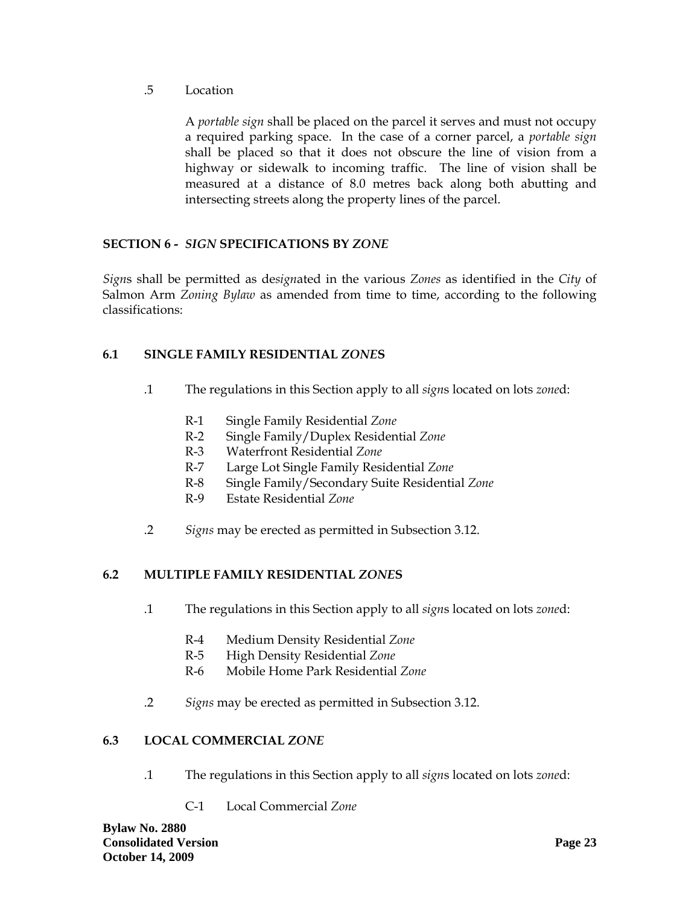.5 Location

A *portable sign* shall be placed on the parcel it serves and must not occupy a required parking space. In the case of a corner parcel, a *portable sign* shall be placed so that it does not obscure the line of vision from a highway or sidewalk to incoming traffic. The line of vision shall be measured at a distance of 8.0 metres back along both abutting and intersecting streets along the property lines of the parcel.

## SECTION 6 - *SIGN* SPECIFICATIONS BY *ZONE*

*Sign*s shall be permitted as de*sign*ated in the various *Zones* as identified in the *City* of Salmon Arm *Zoning Bylaw* as amended from time to time, according to the following classifications:

### 6.1 SINGLE FAMILY RESIDENTIAL *ZONE*S

.1 The regulations in this Section apply to all *sign*s located on lots *zone*d:

- R-1 Single Family Residential *Zone*
- R-2 Single Family/Duplex Residential *Zone*
- R-3 Waterfront Residential *Zone*
- R-7 Large Lot Single Family Residential *Zone*
- R-8 Single Family/Secondary Suite Residential *Zone*
- R-9 Estate Residential *Zone*

.2 *Signs* may be erected as permitted in Subsection 3.12.

### 6.2 MULTIPLE FAMILY RESIDENTIAL *ZONE*S

.1 The regulations in this Section apply to all *sign*s located on lots *zone*d:

- R-4 Medium Density Residential *Zone*
- R-5 High Density Residential *Zone*
- R-6 Mobile Home Park Residential *Zone*

.2 *Signs* may be erected as permitted in Subsection 3.12.

### 6.3 LOCAL COMMERCIAL *ZONE*

.1 The regulations in this Section apply to all *sign*s located on lots *zone*d:

- C-1 Local Commercial *Zone*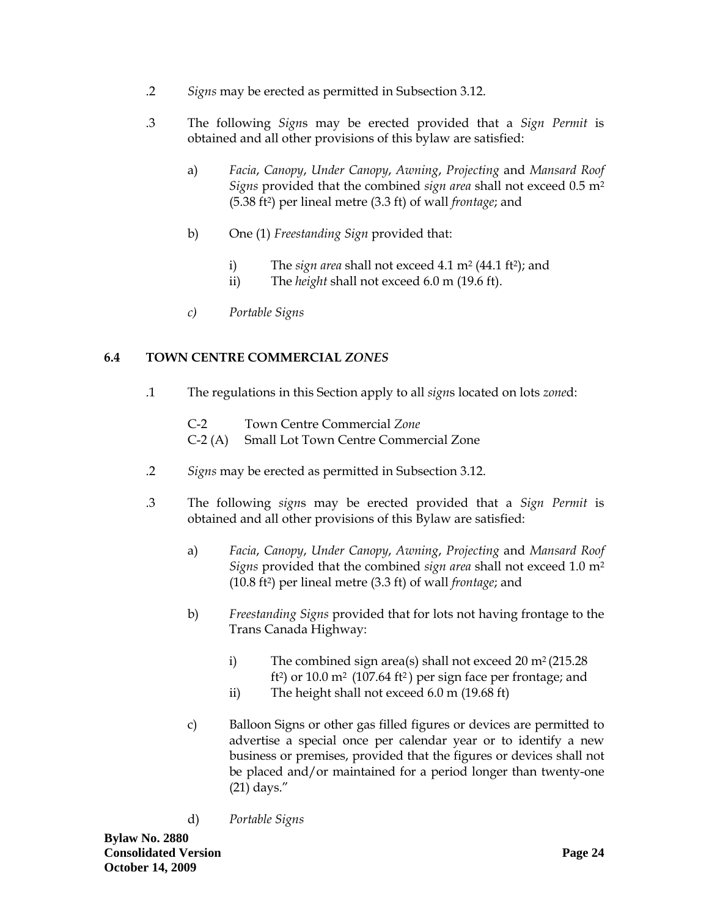.2 *Signs* may be erected as permitted in Subsection 3.12.

.3 The following *Sign*s may be erected provided that a *Sign Permit* is obtained and all other provisions of this bylaw are satisfied:

a) *Facia*, *Canopy*, *Under Canopy*, *Awning*, *Projecting* and *Mansard Roof Signs* provided that the combined *sign area* shall not exceed 0.5 $m^2$ (5.38 $ft^2$) per lineal metre (3.3 ft) of wall *frontage*; and

b) One (1) *Freestanding Sign* provided that:

i) The *sign area* shall not exceed 4.1 $m^2$ (44.1 $ft^2$); and
ii) The *height* shall not exceed 6.0 m (19.6 ft).

*c) Portable Signs*

## 6.4 TOWN CENTRE COMMERCIAL *ZONES*

.1 The regulations in this Section apply to all *sign*s located on lots *zone*d:

C-2 Town Centre Commercial *Zone*
C-2 (A) Small Lot Town Centre Commercial Zone

.2 *Signs* may be erected as permitted in Subsection 3.12.

.3 The following *sign*s may be erected provided that a *Sign Permit* is obtained and all other provisions of this Bylaw are satisfied:

a) *Facia*, *Canopy*, *Under Canopy*, *Awning*, *Projecting* and *Mansard Roof Signs* provided that the combined *sign area* shall not exceed 1.0 $m^2$ (10.8 $ft^2$) per lineal metre (3.3 ft) of wall *frontage*; and

b) *Freestanding Signs* provided that for lots not having frontage to the Trans Canada Highway:

i) The combined sign area(s) shall not exceed 20 $m^2$ (215.28 $ft^2$) or 10.0 $m^2$ (107.64 $ft^2$) per sign face per frontage; and
ii) The height shall not exceed 6.0 m (19.68 ft)

c) Balloon Signs or other gas filled figures or devices are permitted to advertise a special once per calendar year or to identify a new business or premises, provided that the figures or devices shall not be placed and/or maintained for a period longer than twenty-one (21) days."

d) *Portable Signs*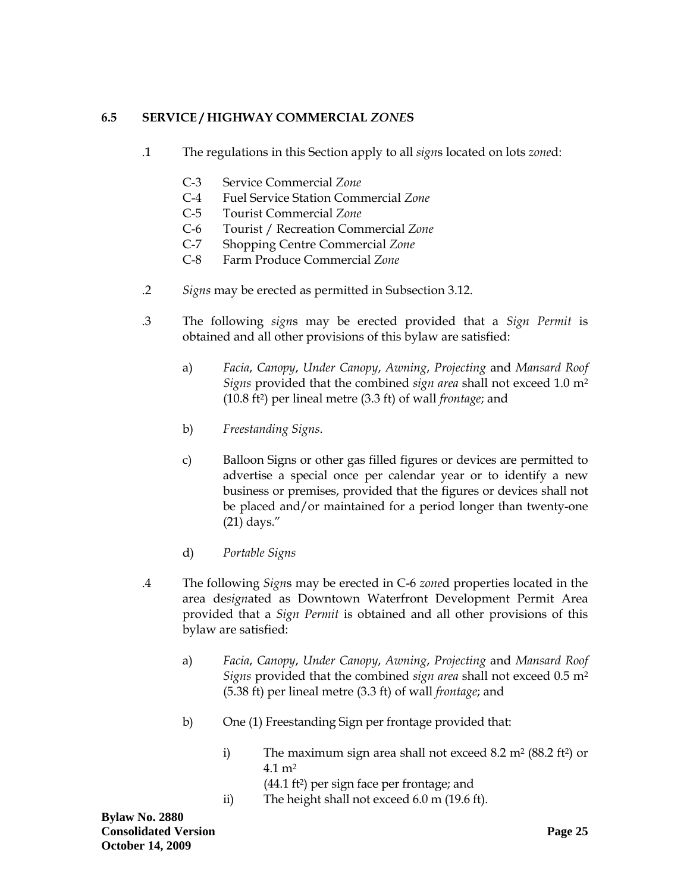### 6.5 SERVICE / HIGHWAY COMMERCIAL *ZONE*S

.1 The regulations in this Section apply to all *sign*s located on lots *zone*d:

- C-3 Service Commercial *Zone*
- C-4 Fuel Service Station Commercial *Zone*
- C-5 Tourist Commercial *Zone*
- C-6 Tourist / Recreation Commercial *Zone*
- C-7 Shopping Centre Commercial *Zone*
- C-8 Farm Produce Commercial *Zone*

.2 *Signs* may be erected as permitted in Subsection 3.12.

.3 The following *sign*s may be erected provided that a *Sign Permit* is obtained and all other provisions of this bylaw are satisfied:

a) *Facia*, *Canopy*, *Under Canopy*, *Awning*, *Projecting* and *Mansard Roof Signs* provided that the combined *sign area* shall not exceed 1.0 $m^2$ (10.8 $ft^2$) per lineal metre (3.3 ft) of wall *frontage*; and

b) *Freestanding Signs*.

c) Balloon Signs or other gas filled figures or devices are permitted to advertise a special once per calendar year or to identify a new business or premises, provided that the figures or devices shall not be placed and/or maintained for a period longer than twenty-one (21) days."

d) *Portable Signs*

.4 The following *Sign*s may be erected in C-6 *zone*d properties located in the area de*sign*ated as Downtown Waterfront Development Permit Area provided that a *Sign Permit* is obtained and all other provisions of this bylaw are satisfied:

a) *Facia*, *Canopy*, *Under Canopy*, *Awning*, *Projecting* and *Mansard Roof Signs* provided that the combined *sign area* shall not exceed 0.5 $m^2$ (5.38 ft) per lineal metre (3.3 ft) of wall *frontage*; and

b) One (1) Freestanding Sign per frontage provided that:

i) The maximum sign area shall not exceed 8.2 $m^2$ (88.2 $ft^2$) or 4.1 $m^2$ (44.1 $ft^2$) per sign face per frontage; and

ii) The height shall not exceed 6.0 m (19.6 ft).

**Bylaw No. 2880**
**Consolidated Version**
**October 14, 2009**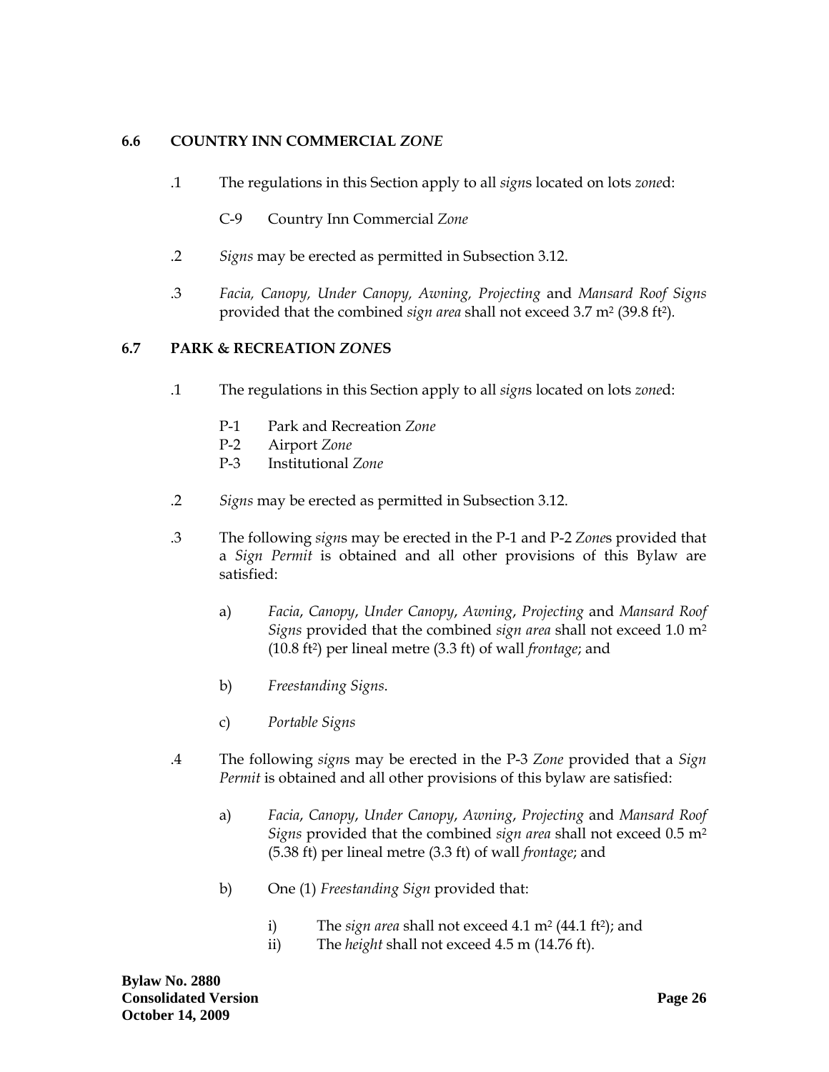## 6.6 COUNTRY INN COMMERCIAL *ZONE*

.1 The regulations in this Section apply to all *sign*s located on lots *zone*d:

C-9 Country Inn Commercial *Zone*

.2 *Signs* may be erected as permitted in Subsection 3.12.

.3 *Facia, Canopy, Under Canopy, Awning, Projecting* and *Mansard Roof Signs* provided that the combined *sign area* shall not exceed 3.7 $m^2$ (39.8 $ft^2$).

## 6.7 PARK & RECREATION *ZONE*S

.1 The regulations in this Section apply to all *sign*s located on lots *zone*d:

P-1 Park and Recreation *Zone*
P-2 Airport *Zone*
P-3 Institutional *Zone*

.2 *Signs* may be erected as permitted in Subsection 3.12.

.3 The following *sign*s may be erected in the P-1 and P-2 *Zone*s provided that a *Sign Permit* is obtained and all other provisions of this Bylaw are satisfied:

a) *Facia*, *Canopy*, *Under Canopy*, *Awning*, *Projecting* and *Mansard Roof Signs* provided that the combined *sign area* shall not exceed 1.0 $m^2$ (10.8 $ft^2$) per lineal metre (3.3 ft) of wall *frontage*; and

b) *Freestanding Signs*.

c) *Portable Signs*

.4 The following *sign*s may be erected in the P-3 *Zone* provided that a *Sign Permit* is obtained and all other provisions of this bylaw are satisfied:

a) *Facia*, *Canopy*, *Under Canopy*, *Awning*, *Projecting* and *Mansard Roof Signs* provided that the combined *sign area* shall not exceed 0.5 $m^2$ (5.38 ft) per lineal metre (3.3 ft) of wall *frontage*; and

b) One (1) *Freestanding Sign* provided that:

i) The *sign area* shall not exceed 4.1 $m^2$ (44.1 $ft^2$); and
ii) The *height* shall not exceed 4.5 m (14.76 ft).

**Bylaw No. 2880**
**Consolidated Version**
**October 14, 2009**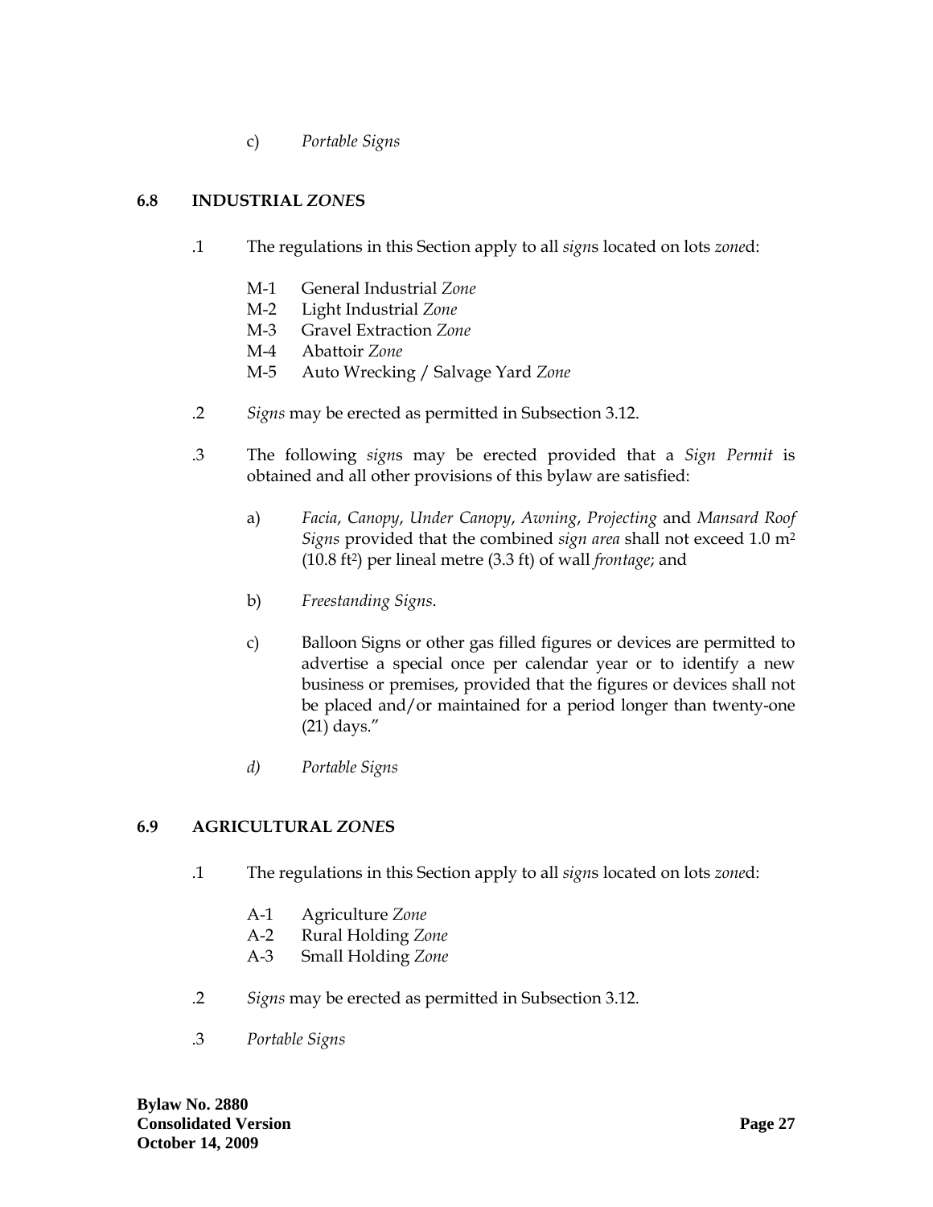c) *Portable Signs*

## 6.8 INDUSTRIAL *ZONE*S

.1 The regulations in this Section apply to all *sign*s located on lots *zone*d:

- M-1 General Industrial *Zone*
- M-2 Light Industrial *Zone*
- M-3 Gravel Extraction *Zone*
- M-4 Abattoir *Zone*
- M-5 Auto Wrecking / Salvage Yard *Zone*

.2 *Signs* may be erected as permitted in Subsection 3.12.

.3 The following *sign*s may be erected provided that a *Sign Permit* is obtained and all other provisions of this bylaw are satisfied:

a) *Facia*, *Canopy*, *Under Canopy*, *Awning*, *Projecting* and *Mansard Roof Signs* provided that the combined *sign area* shall not exceed 1.0 $m^2$ (10.8 $ft^2$) per lineal metre (3.3 ft) of wall *frontage*; and

b) *Freestanding Signs*.

c) Balloon Signs or other gas filled figures or devices are permitted to advertise a special once per calendar year or to identify a new business or premises, provided that the figures or devices shall not be placed and/or maintained for a period longer than twenty-one (21) days."

*d) Portable Signs*

## 6.9 AGRICULTURAL *ZONE*S

.1 The regulations in this Section apply to all *sign*s located on lots *zone*d:

- A-1 Agriculture *Zone*
- A-2 Rural Holding *Zone*
- A-3 Small Holding *Zone*

.2 *Signs* may be erected as permitted in Subsection 3.12.

.3 *Portable Signs*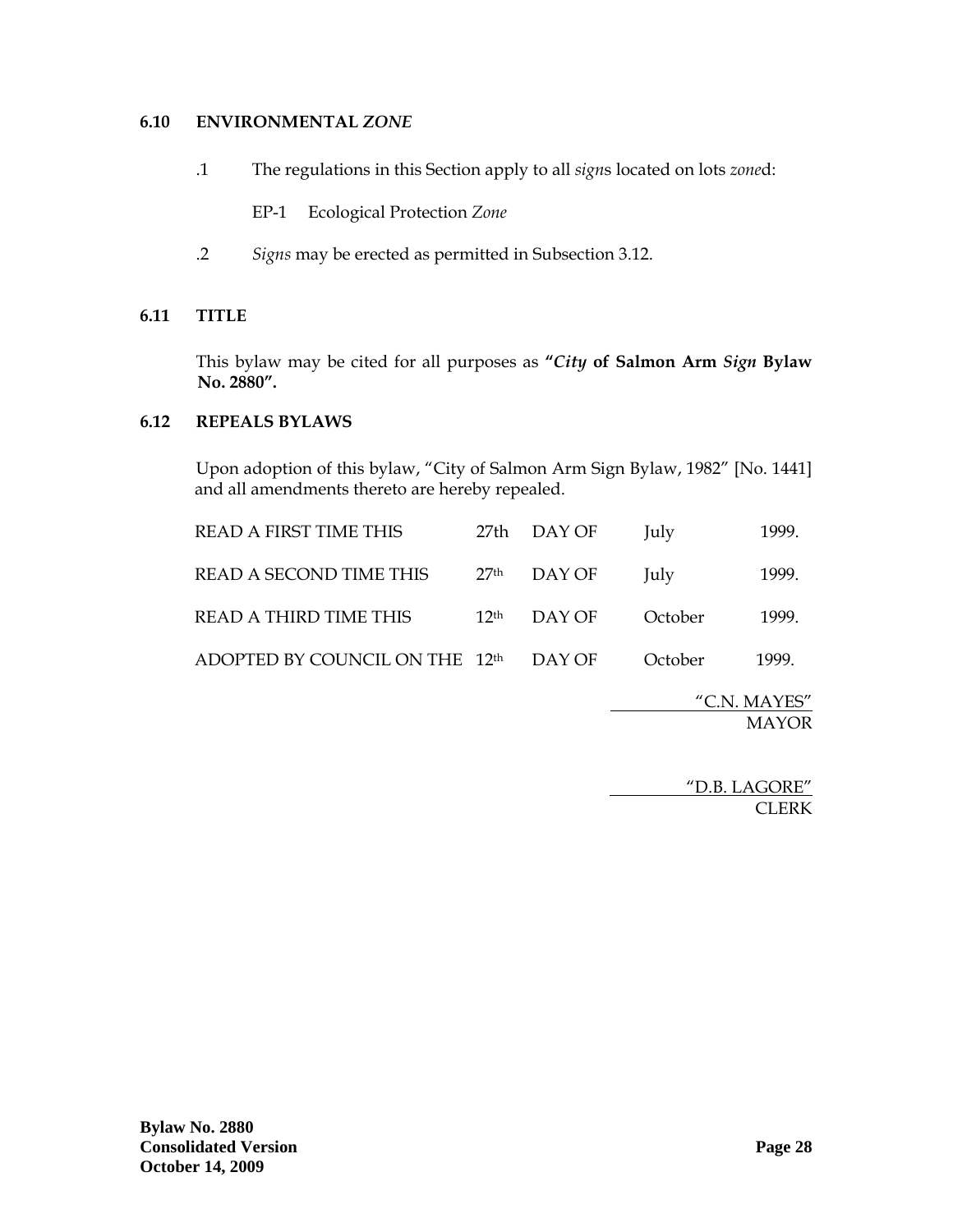### 6.10 ENVIRONMENTAL *ZONE*

.1 The regulations in this Section apply to all *sign*s located on lots *zone*d:

EP-1 Ecological Protection *Zone*

.2 *Signs* may be erected as permitted in Subsection 3.12.

### 6.11 TITLE

This bylaw may be cited for all purposes as **"*City* of Salmon Arm *Sign* Bylaw No. 2880".**

### 6.12 REPEALS BYLAWS

Upon adoption of this bylaw, "City of Salmon Arm Sign Bylaw, 1982" [No. 1441] and all amendments thereto are hereby repealed.

| | | | | |
|---|---|---|---|---|
| READ A FIRST TIME THIS | 27th | DAY OF | July | 1999. |
| READ A SECOND TIME THIS | 27th | DAY OF | July | 1999. |
| READ A THIRD TIME THIS | 12th | DAY OF | October | 1999. |
| ADOPTED BY COUNCIL ON THE | 12th | DAY OF | October | 1999. |

"C.N. MAYES"
MAYOR

"D.B. LAGORE"
CLERK